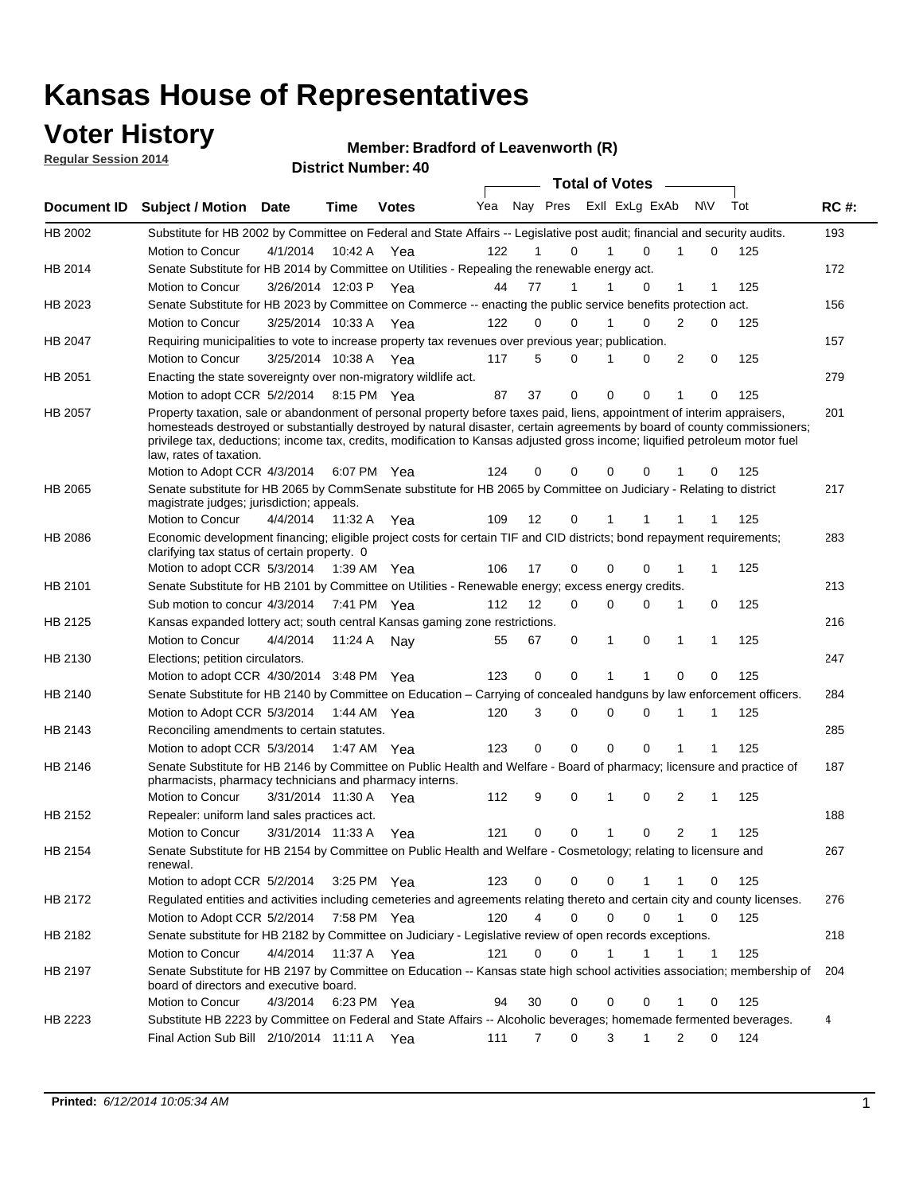# Kansas House of Representatives

## Voter History

**Regular Session 2014**

**Member: Bradford of Leavenworth (R)**

**District Number: 40**

| Document ID | Subject / Motion | Date | Time | Votes | Yea | Nay | Pres | ExII | ExLg | ExAb | N\V | Tot | RC #: |
|---|---|---|---|---|---|---|---|---|---|---|---|---|---|
| HB 2002 | Substitute for HB 2002 by Committee on Federal and State Affairs -- Legislative post audit; financial and security audits. | | | | | | | | | | | | 193 |
| | Motion to Concur | 4/1/2014 | 10:42 A | Yea | 122 | 1 | 0 | 1 | 0 | 1 | 0 | 125 | |
| HB 2014 | Senate Substitute for HB 2014 by Committee on Utilities - Repealing the renewable energy act. | | | | | | | | | | | | 172 |
| | Motion to Concur | 3/26/2014 | 12:03 P | Yea | 44 | 77 | 1 | 1 | 0 | 1 | 1 | 125 | |
| HB 2023 | Senate Substitute for HB 2023 by Committee on Commerce -- enacting the public service benefits protection act. | | | | | | | | | | | | 156 |
| | Motion to Concur | 3/25/2014 | 10:33 A | Yea | 122 | 0 | 0 | 1 | 0 | 2 | 0 | 125 | |
| HB 2047 | Requiring municipalities to vote to increase property tax revenues over previous year; publication. | | | | | | | | | | | | 157 |
| | Motion to Concur | 3/25/2014 | 10:38 A | Yea | 117 | 5 | 0 | 1 | 0 | 2 | 0 | 125 | |
| HB 2051 | Enacting the state sovereignty over non-migratory wildlife act. | | | | | | | | | | | | 279 |
| | Motion to adopt CCR | 5/2/2014 | 8:15 PM | Yea | 87 | 37 | 0 | 0 | 0 | 1 | 0 | 125 | |
| HB 2057 | Property taxation, sale or abandonment of personal property before taxes paid, liens, appointment of interim appraisers, homesteads destroyed or substantially destroyed by natural disaster, certain agreements by board of county commissioners; privilege tax, deductions; income tax, credits, modification to Kansas adjusted gross income; liquified petroleum motor fuel law, rates of taxation. | | | | | | | | | | | | 201 |
| | Motion to Adopt CCR | 4/3/2014 | 6:07 PM | Yea | 124 | 0 | 0 | 0 | 0 | 1 | 0 | 125 | |
| HB 2065 | Senate substitute for HB 2065 by CommSenate substitute for HB 2065 by Committee on Judiciary - Relating to district magistrate judges; jurisdiction; appeals. | | | | | | | | | | | | 217 |
| | Motion to Concur | 4/4/2014 | 11:32 A | Yea | 109 | 12 | 0 | 1 | 1 | 1 | 1 | 125 | |
| HB 2086 | Economic development financing; eligible project costs for certain TIF and CID districts; bond repayment requirements; clarifying tax status of certain property. 0 | | | | | | | | | | | | 283 |
| | Motion to adopt CCR | 5/3/2014 | 1:39 AM | Yea | 106 | 17 | 0 | 0 | 0 | 1 | 1 | 125 | |
| HB 2101 | Senate Substitute for HB 2101 by Committee on Utilities - Renewable energy; excess energy credits. | | | | | | | | | | | | 213 |
| | Sub motion to concur | 4/3/2014 | 7:41 PM | Yea | 112 | 12 | 0 | 0 | 0 | 1 | 0 | 125 | |
| HB 2125 | Kansas expanded lottery act; south central Kansas gaming zone restrictions. | | | | | | | | | | | | 216 |
| | Motion to Concur | 4/4/2014 | 11:24 A | Nay | 55 | 67 | 0 | 1 | 0 | 1 | 1 | 125 | |
| HB 2130 | Elections; petition circulators. | | | | | | | | | | | | 247 |
| | Motion to adopt CCR | 4/30/2014 | 3:48 PM | Yea | 123 | 0 | 0 | 1 | 1 | 0 | 0 | 125 | |
| HB 2140 | Senate Substitute for HB 2140 by Committee on Education – Carrying of concealed handguns by law enforcement officers. | | | | | | | | | | | | 284 |
| | Motion to Adopt CCR | 5/3/2014 | 1:44 AM | Yea | 120 | 3 | 0 | 0 | 0 | 1 | 1 | 125 | |
| HB 2143 | Reconciling amendments to certain statutes. | | | | | | | | | | | | 285 |
| | Motion to adopt CCR | 5/3/2014 | 1:47 AM | Yea | 123 | 0 | 0 | 0 | 0 | 1 | 1 | 125 | |
| HB 2146 | Senate Substitute for HB 2146 by Committee on Public Health and Welfare - Board of pharmacy; licensure and practice of pharmacists, pharmacy technicians and pharmacy interns. | | | | | | | | | | | | 187 |
| | Motion to Concur | 3/31/2014 | 11:30 A | Yea | 112 | 9 | 0 | 1 | 0 | 2 | 1 | 125 | |
| HB 2152 | Repealer: uniform land sales practices act. | | | | | | | | | | | | 188 |
| | Motion to Concur | 3/31/2014 | 11:33 A | Yea | 121 | 0 | 0 | 1 | 0 | 2 | 1 | 125 | |
| HB 2154 | Senate Substitute for HB 2154 by Committee on Public Health and Welfare - Cosmetology; relating to licensure and renewal. | | | | | | | | | | | | 267 |
| | Motion to adopt CCR | 5/2/2014 | 3:25 PM | Yea | 123 | 0 | 0 | 0 | 1 | 1 | 0 | 125 | |
| HB 2172 | Regulated entities and activities including cemeteries and agreements relating thereto and certain city and county licenses. | | | | | | | | | | | | 276 |
| | Motion to Adopt CCR | 5/2/2014 | 7:58 PM | Yea | 120 | 4 | 0 | 0 | 0 | 1 | 0 | 125 | |
| HB 2182 | Senate substitute for HB 2182 by Committee on Judiciary - Legislative review of open records exceptions. | | | | | | | | | | | | 218 |
| | Motion to Concur | 4/4/2014 | 11:37 A | Yea | 121 | 0 | 0 | 1 | 1 | 1 | 1 | 125 | |
| HB 2197 | Senate Substitute for HB 2197 by Committee on Education -- Kansas state high school activities association; membership of board of directors and executive board. | | | | | | | | | | | | 204 |
| | Motion to Concur | 4/3/2014 | 6:23 PM | Yea | 94 | 30 | 0 | 0 | 0 | 1 | 0 | 125 | |
| HB 2223 | Substitute HB 2223 by Committee on Federal and State Affairs -- Alcoholic beverages; homemade fermented beverages. | | | | | | | | | | | | 4 |
| | Final Action Sub Bill | 2/10/2014 | 11:11 A | Yea | 111 | 7 | 0 | 3 | 1 | 2 | 0 | 124 | |

**Printed:** *6/12/2014 10:05:34 AM*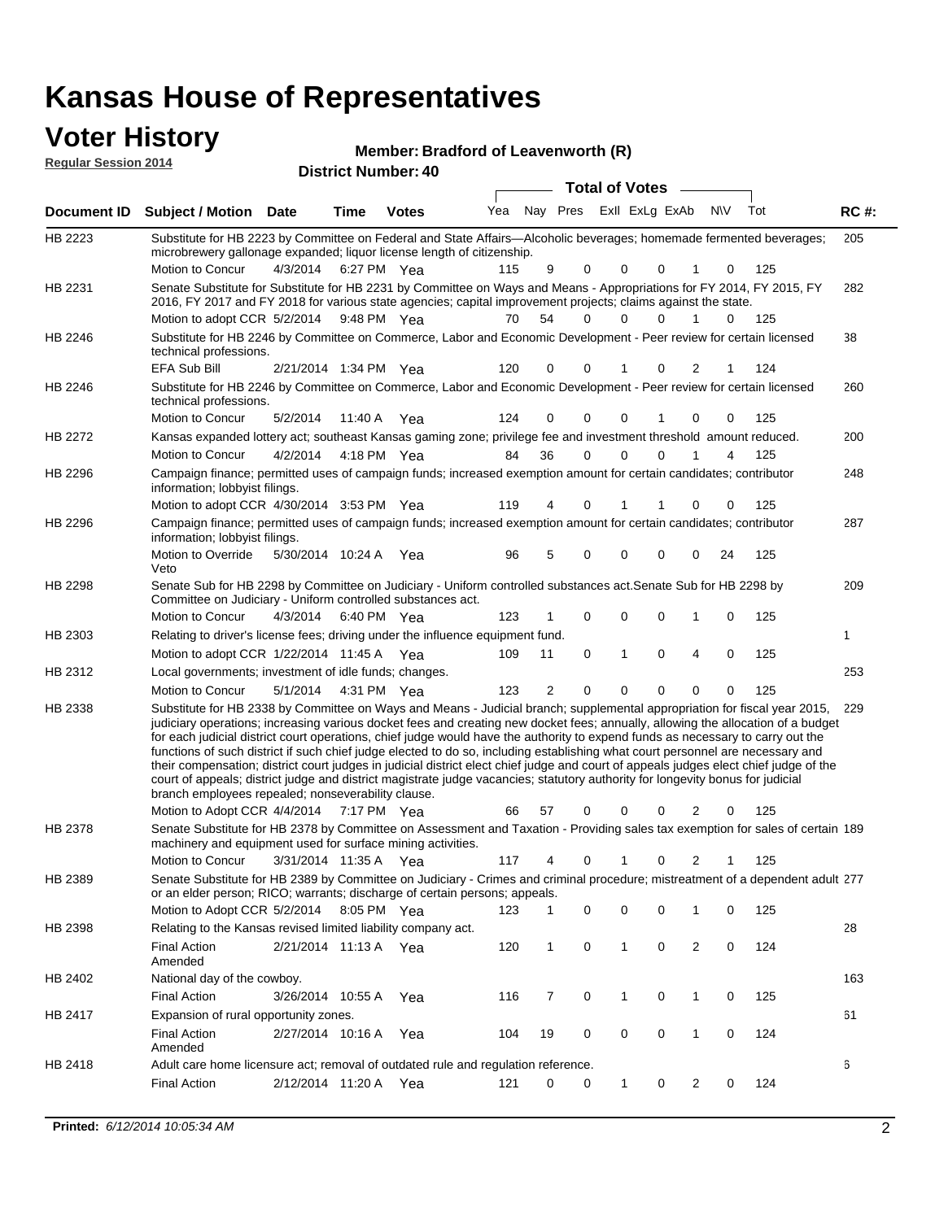# Kansas House of Representatives

## Voter History

**Regular Session 2014**

**Member: Bradford of Leavenworth (R)**

**District Number: 40**

| Document ID | Subject / Motion | Date | Time | Votes | Yea | Nay | Pres | ExII | ExLg | ExAb | N\V | Tot | RC #: |
|---|---|---|---|---|---|---|---|---|---|---|---|---|---|
| HB 2223 | Substitute for HB 2223 by Committee on Federal and State Affairs—Alcoholic beverages; homemade fermented beverages; microbrewery gallonage expanded; liquor license length of citizenship. | | | | | | | | | | | | 205 |
| | Motion to Concur | 4/3/2014 | 6:27 PM | Yea | 115 | 9 | 0 | 0 | 0 | 1 | 0 | 125 | |
| HB 2231 | Senate Substitute for Substitute for HB 2231 by Committee on Ways and Means - Appropriations for FY 2014, FY 2015, FY 2016, FY 2017 and FY 2018 for various state agencies; capital improvement projects; claims against the state. | | | | | | | | | | | | 282 |
| | Motion to adopt CCR | 5/2/2014 | 9:48 PM | Yea | 70 | 54 | 0 | 0 | 0 | 1 | 0 | 125 | |
| HB 2246 | Substitute for HB 2246 by Committee on Commerce, Labor and Economic Development - Peer review for certain licensed technical professions. | | | | | | | | | | | | 38 |
| | EFA Sub Bill | 2/21/2014 | 1:34 PM | Yea | 120 | 0 | 0 | 1 | 0 | 2 | 1 | 124 | |
| HB 2246 | Substitute for HB 2246 by Committee on Commerce, Labor and Economic Development - Peer review for certain licensed technical professions. | | | | | | | | | | | | 260 |
| | Motion to Concur | 5/2/2014 | 11:40 A | Yea | 124 | 0 | 0 | 0 | 1 | 0 | 0 | 125 | |
| HB 2272 | Kansas expanded lottery act; southeast Kansas gaming zone; privilege fee and investment threshold amount reduced. | | | | | | | | | | | | 200 |
| | Motion to Concur | 4/2/2014 | 4:18 PM | Yea | 84 | 36 | 0 | 0 | 0 | 1 | 4 | 125 | |
| HB 2296 | Campaign finance; permitted uses of campaign funds; increased exemption amount for certain candidates; contributor information; lobbyist filings. | | | | | | | | | | | | 248 |
| | Motion to adopt CCR | 4/30/2014 | 3:53 PM | Yea | 119 | 4 | 0 | 1 | 1 | 0 | 0 | 125 | |
| HB 2296 | Campaign finance; permitted uses of campaign funds; increased exemption amount for certain candidates; contributor information; lobbyist filings. | | | | | | | | | | | | 287 |
| | Motion to Override Veto | 5/30/2014 | 10:24 A | Yea | 96 | 5 | 0 | 0 | 0 | 0 | 24 | 125 | |
| HB 2298 | Senate Sub for HB 2298 by Committee on Judiciary - Uniform controlled substances act.Senate Sub for HB 2298 by Committee on Judiciary - Uniform controlled substances act. | | | | | | | | | | | | 209 |
| | Motion to Concur | 4/3/2014 | 6:40 PM | Yea | 123 | 1 | 0 | 0 | 0 | 1 | 0 | 125 | |
| HB 2303 | Relating to driver's license fees; driving under the influence equipment fund. | | | | | | | | | | | | 1 |
| | Motion to adopt CCR | 1/22/2014 | 11:45 A | Yea | 109 | 11 | 0 | 1 | 0 | 4 | 0 | 125 | |
| HB 2312 | Local governments; investment of idle funds; changes. | | | | | | | | | | | | 253 |
| | Motion to Concur | 5/1/2014 | 4:31 PM | Yea | 123 | 2 | 0 | 0 | 0 | 0 | 0 | 125 | |
| HB 2338 | Substitute for HB 2338 by Committee on Ways and Means - Judicial branch; supplemental appropriation for fiscal year 2015, judiciary operations; increasing various docket fees and creating new docket fees; annually, allowing the allocation of a budget for each judicial district court operations, chief judge would have the authority to expend funds as necessary to carry out the functions of such district if such chief judge elected to do so, including establishing what court personnel are necessary and their compensation; district court judges in judicial district elect chief judge and court of appeals judges elect chief judge of the court of appeals; district judge and district magistrate judge vacancies; statutory authority for longevity bonus for judicial branch employees repealed; nonseverability clause. | | | | | | | | | | | | 229 |
| | Motion to Adopt CCR | 4/4/2014 | 7:17 PM | Yea | 66 | 57 | 0 | 0 | 0 | 2 | 0 | 125 | |
| HB 2378 | Senate Substitute for HB 2378 by Committee on Assessment and Taxation - Providing sales tax exemption for sales of certain machinery and equipment used for surface mining activities. | | | | | | | | | | | | 189 |
| | Motion to Concur | 3/31/2014 | 11:35 A | Yea | 117 | 4 | 0 | 1 | 0 | 2 | 1 | 125 | |
| HB 2389 | Senate Substitute for HB 2389 by Committee on Judiciary - Crimes and criminal procedure; mistreatment of a dependent adult or an elder person; RICO; warrants; discharge of certain persons; appeals. | | | | | | | | | | | | 277 |
| | Motion to Adopt CCR | 5/2/2014 | 8:05 PM | Yea | 123 | 1 | 0 | 0 | 0 | 1 | 0 | 125 | |
| HB 2398 | Relating to the Kansas revised limited liability company act. | | | | | | | | | | | | 28 |
| | Final Action Amended | 2/21/2014 | 11:13 A | Yea | 120 | 1 | 0 | 1 | 0 | 2 | 0 | 124 | |
| HB 2402 | National day of the cowboy. | | | | | | | | | | | | 163 |
| | Final Action | 3/26/2014 | 10:55 A | Yea | 116 | 7 | 0 | 1 | 0 | 1 | 0 | 125 | |
| HB 2417 | Expansion of rural opportunity zones. | | | | | | | | | | | | 61 |
| | Final Action Amended | 2/27/2014 | 10:16 A | Yea | 104 | 19 | 0 | 0 | 0 | 1 | 0 | 124 | |
| HB 2418 | Adult care home licensure act; removal of outdated rule and regulation reference. | | | | | | | | | | | | 6 |
| | Final Action | 2/12/2014 | 11:20 A | Yea | 121 | 0 | 0 | 1 | 0 | 2 | 0 | 124 | |

**Printed:** *6/12/2014 10:05:34 AM*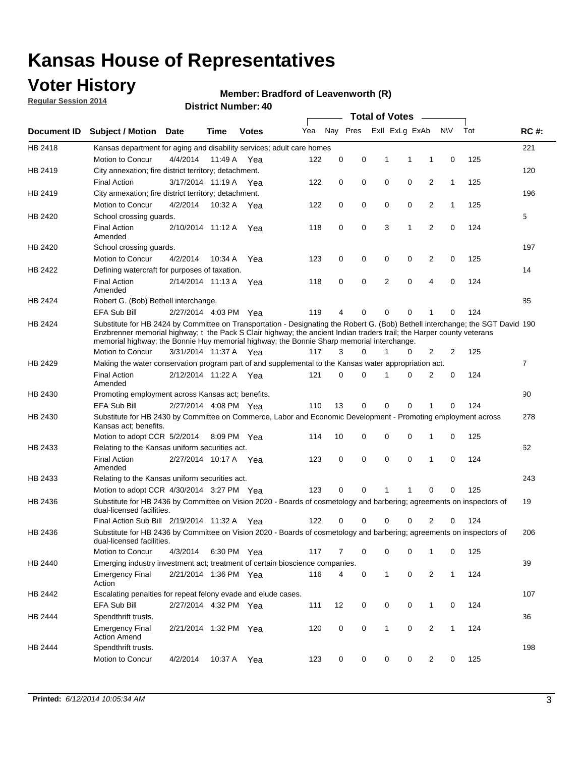# Kansas House of Representatives

## Voter History

**Regular Session 2014**

**Member: Bradford of Leavenworth (R)**

**District Number: 40**

| Document ID | Subject / Motion | Date | Time | Votes | Yea | Nay | Pres | ExII | ExLg | ExAb | N\V | Tot | RC #: |
|---|---|---|---|---|---|---|---|---|---|---|---|---|---|
| HB 2418 | Kansas department for aging and disability services; adult care homes | | | | | | | | | | | | 221 |
| | Motion to Concur | 4/4/2014 | 11:49 A | Yea | 122 | 0 | 0 | 1 | 1 | 1 | 0 | 125 | |
| HB 2419 | City annexation; fire district territory; detachment. | | | | | | | | | | | | 120 |
| | Final Action | 3/17/2014 | 11:19 A | Yea | 122 | 0 | 0 | 0 | 0 | 2 | 1 | 125 | |
| HB 2419 | City annexation; fire district territory; detachment. | | | | | | | | | | | | 196 |
| | Motion to Concur | 4/2/2014 | 10:32 A | Yea | 122 | 0 | 0 | 0 | 0 | 2 | 1 | 125 | |
| HB 2420 | School crossing guards. | | | | | | | | | | | | 5 |
| | Final Action Amended | 2/10/2014 | 11:12 A | Yea | 118 | 0 | 0 | 3 | 1 | 2 | 0 | 124 | |
| HB 2420 | School crossing guards. | | | | | | | | | | | | 197 |
| | Motion to Concur | 4/2/2014 | 10:34 A | Yea | 123 | 0 | 0 | 0 | 0 | 2 | 0 | 125 | |
| HB 2422 | Defining watercraft for purposes of taxation. | | | | | | | | | | | | 14 |
| | Final Action Amended | 2/14/2014 | 11:13 A | Yea | 118 | 0 | 0 | 2 | 0 | 4 | 0 | 124 | |
| HB 2424 | Robert G. (Bob) Bethell interchange. | | | | | | | | | | | | 85 |
| | EFA Sub Bill | 2/27/2014 | 4:03 PM | Yea | 119 | 4 | 0 | 0 | 0 | 1 | 0 | 124 | |
| HB 2424 | Substitute for HB 2424 by Committee on Transportation - Designating the Robert G. (Bob) Bethell interchange; the SGT David Enzbrenner memorial highway; t the Pack S Clair highway; the ancient Indian traders trail; the Harper county veterans memorial highway; the Bonnie Huy memorial highway; the Bonnie Sharp memorial interchange. | | | | | | | | | | | | 190 |
| | Motion to Concur | 3/31/2014 | 11:37 A | Yea | 117 | 3 | 0 | 1 | 0 | 2 | 2 | 125 | |
| HB 2429 | Making the water conservation program part of and supplemental to the Kansas water appropriation act. | | | | | | | | | | | | 7 |
| | Final Action Amended | 2/12/2014 | 11:22 A | Yea | 121 | 0 | 0 | 1 | 0 | 2 | 0 | 124 | |
| HB 2430 | Promoting employment across Kansas act; benefits. | | | | | | | | | | | | 90 |
| | EFA Sub Bill | 2/27/2014 | 4:08 PM | Yea | 110 | 13 | 0 | 0 | 0 | 1 | 0 | 124 | |
| HB 2430 | Substitute for HB 2430 by Committee on Commerce, Labor and Economic Development - Promoting employment across Kansas act; benefits. | | | | | | | | | | | | 278 |
| | Motion to adopt CCR | 5/2/2014 | 8:09 PM | Yea | 114 | 10 | 0 | 0 | 0 | 1 | 0 | 125 | |
| HB 2433 | Relating to the Kansas uniform securities act. | | | | | | | | | | | | 62 |
| | Final Action Amended | 2/27/2014 | 10:17 A | Yea | 123 | 0 | 0 | 0 | 0 | 1 | 0 | 124 | |
| HB 2433 | Relating to the Kansas uniform securities act. | | | | | | | | | | | | 243 |
| | Motion to adopt CCR | 4/30/2014 | 3:27 PM | Yea | 123 | 0 | 0 | 1 | 1 | 0 | 0 | 125 | |
| HB 2436 | Substitute for HB 2436 by Committee on Vision 2020 - Boards of cosmetology and barbering; agreements on inspectors of dual-licensed facilities. | | | | | | | | | | | | 19 |
| | Final Action Sub Bill | 2/19/2014 | 11:32 A | Yea | 122 | 0 | 0 | 0 | 0 | 2 | 0 | 124 | |
| HB 2436 | Substitute for HB 2436 by Committee on Vision 2020 - Boards of cosmetology and barbering; agreements on inspectors of dual-licensed facilities. | | | | | | | | | | | | 206 |
| | Motion to Concur | 4/3/2014 | 6:30 PM | Yea | 117 | 7 | 0 | 0 | 0 | 1 | 0 | 125 | |
| HB 2440 | Emerging industry investment act; treatment of certain bioscience companies. | | | | | | | | | | | | 39 |
| | Emergency Final Action | 2/21/2014 | 1:36 PM | Yea | 116 | 4 | 0 | 1 | 0 | 2 | 1 | 124 | |
| HB 2442 | Escalating penalties for repeat felony evade and elude cases. | | | | | | | | | | | | 107 |
| | EFA Sub Bill | 2/27/2014 | 4:32 PM | Yea | 111 | 12 | 0 | 0 | 0 | 1 | 0 | 124 | |
| HB 2444 | Spendthrift trusts. | | | | | | | | | | | | 36 |
| | Emergency Final Action Amend | 2/21/2014 | 1:32 PM | Yea | 120 | 0 | 0 | 1 | 0 | 2 | 1 | 124 | |
| HB 2444 | Spendthrift trusts. | | | | | | | | | | | | 198 |
| | Motion to Concur | 4/2/2014 | 10:37 A | Yea | 123 | 0 | 0 | 0 | 0 | 2 | 0 | 125 | |

**Printed:** *6/12/2014 10:05:34 AM*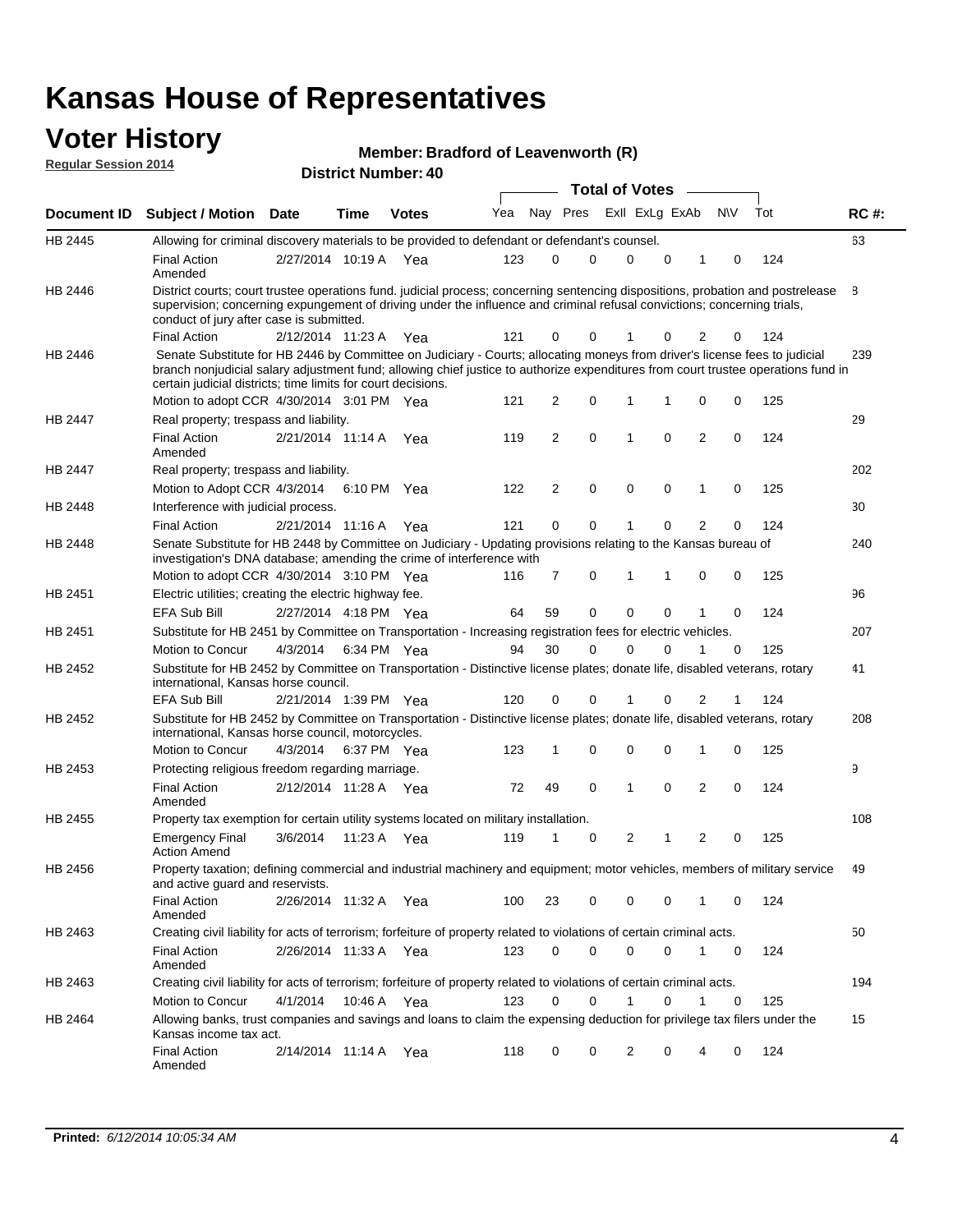# Kansas House of Representatives

## Voter History

**Regular Session 2014**

**Member: Bradford of Leavenworth (R)**

**District Number: 40**

| Document ID | Subject / Motion | Date | Time | Votes | Yea | Nay | Pres | ExII | ExLg | ExAb | N\V | Tot | RC #: |
|---|---|---|---|---|---|---|---|---|---|---|---|---|---|
| HB 2445 | Allowing for criminal discovery materials to be provided to defendant or defendant's counsel. | | | | | | | | | | | | 63 |
| | Final Action Amended | 2/27/2014 | 10:19 A | Yea | 123 | 0 | 0 | 0 | 0 | 1 | 0 | 124 | |
| HB 2446 | District courts; court trustee operations fund. judicial process; concerning sentencing dispositions, probation and postrelease supervision; concerning expungement of driving under the influence and criminal refusal convictions; concerning trials, conduct of jury after case is submitted. | | | | | | | | | | | | 8 |
| | Final Action | 2/12/2014 | 11:23 A | Yea | 121 | 0 | 0 | 1 | 0 | 2 | 0 | 124 | |
| HB 2446 | Senate Substitute for HB 2446 by Committee on Judiciary - Courts; allocating moneys from driver's license fees to judicial branch nonjudicial salary adjustment fund; allowing chief justice to authorize expenditures from court trustee operations fund in certain judicial districts; time limits for court decisions. | | | | | | | | | | | | 239 |
| | Motion to adopt CCR | 4/30/2014 | 3:01 PM | Yea | 121 | 2 | 0 | 1 | 1 | 0 | 0 | 125 | |
| HB 2447 | Real property; trespass and liability. | | | | | | | | | | | | 29 |
| | Final Action Amended | 2/21/2014 | 11:14 A | Yea | 119 | 2 | 0 | 1 | 0 | 2 | 0 | 124 | |
| HB 2447 | Real property; trespass and liability. | | | | | | | | | | | | 202 |
| | Motion to Adopt CCR | 4/3/2014 | 6:10 PM | Yea | 122 | 2 | 0 | 0 | 0 | 1 | 0 | 125 | |
| HB 2448 | Interference with judicial process. | | | | | | | | | | | | 30 |
| | Final Action | 2/21/2014 | 11:16 A | Yea | 121 | 0 | 0 | 1 | 0 | 2 | 0 | 124 | |
| HB 2448 | Senate Substitute for HB 2448 by Committee on Judiciary - Updating provisions relating to the Kansas bureau of investigation's DNA database; amending the crime of interference with | | | | | | | | | | | | 240 |
| | Motion to adopt CCR | 4/30/2014 | 3:10 PM | Yea | 116 | 7 | 0 | 1 | 1 | 0 | 0 | 125 | |
| HB 2451 | Electric utilities; creating the electric highway fee. | | | | | | | | | | | | 96 |
| | EFA Sub Bill | 2/27/2014 | 4:18 PM | Yea | 64 | 59 | 0 | 0 | 0 | 1 | 0 | 124 | |
| HB 2451 | Substitute for HB 2451 by Committee on Transportation - Increasing registration fees for electric vehicles. | | | | | | | | | | | | 207 |
| | Motion to Concur | 4/3/2014 | 6:34 PM | Yea | 94 | 30 | 0 | 0 | 0 | 1 | 0 | 125 | |
| HB 2452 | Substitute for HB 2452 by Committee on Transportation - Distinctive license plates; donate life, disabled veterans, rotary international, Kansas horse council. | | | | | | | | | | | | 41 |
| | EFA Sub Bill | 2/21/2014 | 1:39 PM | Yea | 120 | 0 | 0 | 1 | 0 | 2 | 1 | 124 | |
| HB 2452 | Substitute for HB 2452 by Committee on Transportation - Distinctive license plates; donate life, disabled veterans, rotary international, Kansas horse council, motorcycles. | | | | | | | | | | | | 208 |
| | Motion to Concur | 4/3/2014 | 6:37 PM | Yea | 123 | 1 | 0 | 0 | 0 | 1 | 0 | 125 | |
| HB 2453 | Protecting religious freedom regarding marriage. | | | | | | | | | | | | 9 |
| | Final Action Amended | 2/12/2014 | 11:28 A | Yea | 72 | 49 | 0 | 1 | 0 | 2 | 0 | 124 | |
| HB 2455 | Property tax exemption for certain utility systems located on military installation. | | | | | | | | | | | | 108 |
| | Emergency Final Action Amend | 3/6/2014 | 11:23 A | Yea | 119 | 1 | 0 | 2 | 1 | 2 | 0 | 125 | |
| HB 2456 | Property taxation; defining commercial and industrial machinery and equipment; motor vehicles, members of military service and active guard and reservists. | | | | | | | | | | | | 49 |
| | Final Action Amended | 2/26/2014 | 11:32 A | Yea | 100 | 23 | 0 | 0 | 0 | 1 | 0 | 124 | |
| HB 2463 | Creating civil liability for acts of terrorism; forfeiture of property related to violations of certain criminal acts. | | | | | | | | | | | | 50 |
| | Final Action Amended | 2/26/2014 | 11:33 A | Yea | 123 | 0 | 0 | 0 | 0 | 1 | 0 | 124 | |
| HB 2463 | Creating civil liability for acts of terrorism; forfeiture of property related to violations of certain criminal acts. | | | | | | | | | | | | 194 |
| | Motion to Concur | 4/1/2014 | 10:46 A | Yea | 123 | 0 | 0 | 1 | 0 | 1 | 0 | 125 | |
| HB 2464 | Allowing banks, trust companies and savings and loans to claim the expensing deduction for privilege tax filers under the Kansas income tax act. | | | | | | | | | | | | 15 |
| | Final Action Amended | 2/14/2014 | 11:14 A | Yea | 118 | 0 | 0 | 2 | 0 | 4 | 0 | 124 | |

**Printed:** *6/12/2014 10:05:34 AM*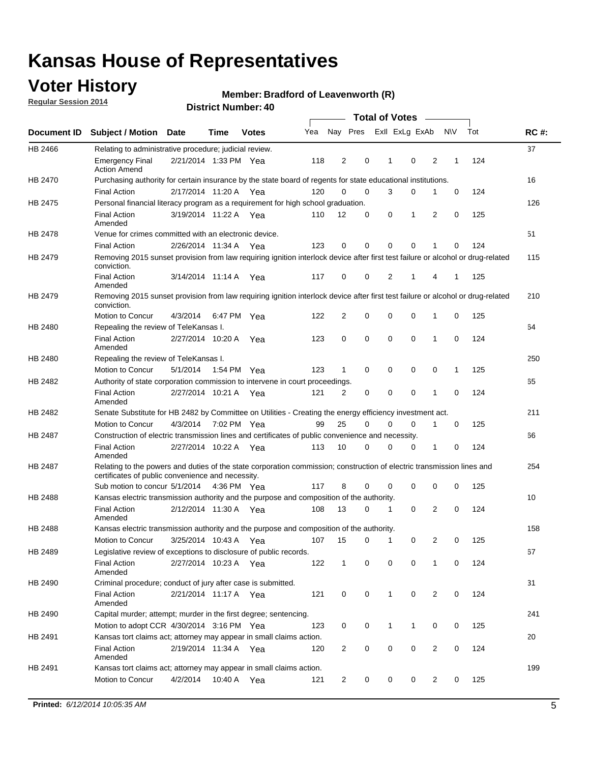# Kansas House of Representatives

## Voter History

**Regular Session 2014**

**Member: Bradford of Leavenworth (R)**

**District Number: 40**

| Document ID | Subject / Motion | Date | Time | Votes | Yea | Nay | Pres | ExII | ExLg | ExAb | N\V | Tot | RC #: |
|---|---|---|---|---|---|---|---|---|---|---|---|---|---|
| HB 2466 | Relating to administrative procedure; judicial review. | | | | | | | | | | | | 37 |
| | Emergency Final Action Amend | 2/21/2014 | 1:33 PM | Yea | 118 | 2 | 0 | 1 | 0 | 2 | 1 | 124 | |
| HB 2470 | Purchasing authority for certain insurance by the state board of regents for state educational institutions. | | | | | | | | | | | | 16 |
| | Final Action | 2/17/2014 | 11:20 A | Yea | 120 | 0 | 0 | 3 | 0 | 1 | 0 | 124 | |
| HB 2475 | Personal financial literacy program as a requirement for high school graduation. | | | | | | | | | | | | 126 |
| | Final Action Amended | 3/19/2014 | 11:22 A | Yea | 110 | 12 | 0 | 0 | 1 | 2 | 0 | 125 | |
| HB 2478 | Venue for crimes committed with an electronic device. | | | | | | | | | | | | 51 |
| | Final Action | 2/26/2014 | 11:34 A | Yea | 123 | 0 | 0 | 0 | 0 | 1 | 0 | 124 | |
| HB 2479 | Removing 2015 sunset provision from law requiring ignition interlock device after first test failure or alcohol or drug-related conviction. | | | | | | | | | | | | 115 |
| | Final Action Amended | 3/14/2014 | 11:14 A | Yea | 117 | 0 | 0 | 2 | 1 | 4 | 1 | 125 | |
| HB 2479 | Removing 2015 sunset provision from law requiring ignition interlock device after first test failure or alcohol or drug-related conviction. | | | | | | | | | | | | 210 |
| | Motion to Concur | 4/3/2014 | 6:47 PM | Yea | 122 | 2 | 0 | 0 | 0 | 1 | 0 | 125 | |
| HB 2480 | Repealing the review of TeleKansas I. | | | | | | | | | | | | 64 |
| | Final Action Amended | 2/27/2014 | 10:20 A | Yea | 123 | 0 | 0 | 0 | 0 | 1 | 0 | 124 | |
| HB 2480 | Repealing the review of TeleKansas I. | | | | | | | | | | | | 250 |
| | Motion to Concur | 5/1/2014 | 1:54 PM | Yea | 123 | 1 | 0 | 0 | 0 | 0 | 1 | 125 | |
| HB 2482 | Authority of state corporation commission to intervene in court proceedings. | | | | | | | | | | | | 65 |
| | Final Action Amended | 2/27/2014 | 10:21 A | Yea | 121 | 2 | 0 | 0 | 0 | 1 | 0 | 124 | |
| HB 2482 | Senate Substitute for HB 2482 by Committee on Utilities - Creating the energy efficiency investment act. | | | | | | | | | | | | 211 |
| | Motion to Concur | 4/3/2014 | 7:02 PM | Yea | 99 | 25 | 0 | 0 | 0 | 1 | 0 | 125 | |
| HB 2487 | Construction of electric transmission lines and certificates of public convenience and necessity. | | | | | | | | | | | | 66 |
| | Final Action Amended | 2/27/2014 | 10:22 A | Yea | 113 | 10 | 0 | 0 | 0 | 1 | 0 | 124 | |
| HB 2487 | Relating to the powers and duties of the state corporation commission; construction of electric transmission lines and certificates of public convenience and necessity. | | | | | | | | | | | | 254 |
| | Sub motion to concur | 5/1/2014 | 4:36 PM | Yea | 117 | 8 | 0 | 0 | 0 | 0 | 0 | 125 | |
| HB 2488 | Kansas electric transmission authority and the purpose and composition of the authority. | | | | | | | | | | | | 10 |
| | Final Action Amended | 2/12/2014 | 11:30 A | Yea | 108 | 13 | 0 | 1 | 0 | 2 | 0 | 124 | |
| HB 2488 | Kansas electric transmission authority and the purpose and composition of the authority. | | | | | | | | | | | | 158 |
| | Motion to Concur | 3/25/2014 | 10:43 A | Yea | 107 | 15 | 0 | 1 | 0 | 2 | 0 | 125 | |
| HB 2489 | Legislative review of exceptions to disclosure of public records. | | | | | | | | | | | | 67 |
| | Final Action Amended | 2/27/2014 | 10:23 A | Yea | 122 | 1 | 0 | 0 | 0 | 1 | 0 | 124 | |
| HB 2490 | Criminal procedure; conduct of jury after case is submitted. | | | | | | | | | | | | 31 |
| | Final Action Amended | 2/21/2014 | 11:17 A | Yea | 121 | 0 | 0 | 1 | 0 | 2 | 0 | 124 | |
| HB 2490 | Capital murder; attempt; murder in the first degree; sentencing. | | | | | | | | | | | | 241 |
| | Motion to adopt CCR | 4/30/2014 | 3:16 PM | Yea | 123 | 0 | 0 | 1 | 1 | 0 | 0 | 125 | |
| HB 2491 | Kansas tort claims act; attorney may appear in small claims action. | | | | | | | | | | | | 20 |
| | Final Action Amended | 2/19/2014 | 11:34 A | Yea | 120 | 2 | 0 | 0 | 0 | 2 | 0 | 124 | |
| HB 2491 | Kansas tort claims act; attorney may appear in small claims action. | | | | | | | | | | | | 199 |
| | Motion to Concur | 4/2/2014 | 10:40 A | Yea | 121 | 2 | 0 | 0 | 0 | 2 | 0 | 125 | |

**Printed:** *6/12/2014 10:05:35 AM*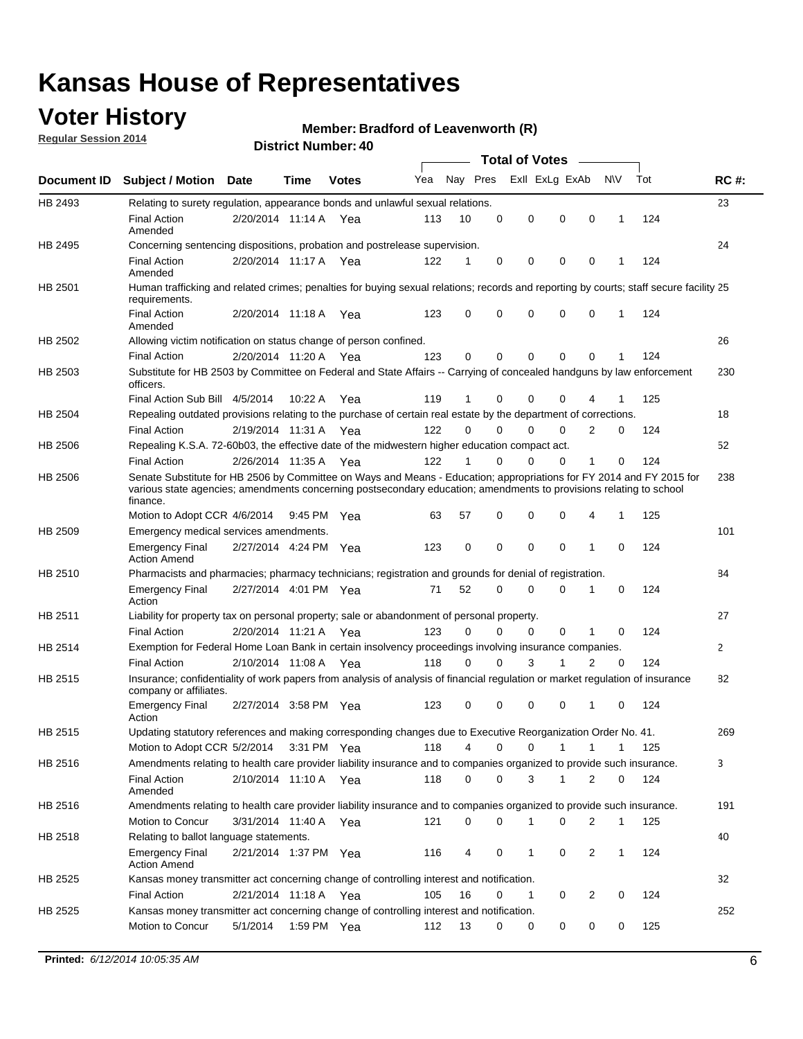# Kansas House of Representatives

## Voter History

**Regular Session 2014**

**Member: Bradford of Leavenworth (R)**

**District Number: 40**

| Document ID | Subject / Motion | Date | Time | Votes | Yea | Nay | Pres | ExII | ExLg | ExAb | N\V | Tot | RC #: |
|---|---|---|---|---|---|---|---|---|---|---|---|---|---|
| HB 2493 | Relating to surety regulation, appearance bonds and unlawful sexual relations. | | | | | | | | | | | | 23 |
| | Final Action Amended | 2/20/2014 | 11:14 A | Yea | 113 | 10 | 0 | 0 | 0 | 0 | 1 | 124 | |
| HB 2495 | Concerning sentencing dispositions, probation and postrelease supervision. | | | | | | | | | | | | 24 |
| | Final Action Amended | 2/20/2014 | 11:17 A | Yea | 122 | 1 | 0 | 0 | 0 | 0 | 1 | 124 | |
| HB 2501 | Human trafficking and related crimes; penalties for buying sexual relations; records and reporting by courts; staff secure facility requirements. | | | | | | | | | | | | 25 |
| | Final Action Amended | 2/20/2014 | 11:18 A | Yea | 123 | 0 | 0 | 0 | 0 | 0 | 1 | 124 | |
| HB 2502 | Allowing victim notification on status change of person confined. | | | | | | | | | | | | 26 |
| | Final Action | 2/20/2014 | 11:20 A | Yea | 123 | 0 | 0 | 0 | 0 | 0 | 1 | 124 | |
| HB 2503 | Substitute for HB 2503 by Committee on Federal and State Affairs -- Carrying of concealed handguns by law enforcement officers. | | | | | | | | | | | | 230 |
| | Final Action Sub Bill | 4/5/2014 | 10:22 A | Yea | 119 | 1 | 0 | 0 | 0 | 4 | 1 | 125 | |
| HB 2504 | Repealing outdated provisions relating to the purchase of certain real estate by the department of corrections. | | | | | | | | | | | | 18 |
| | Final Action | 2/19/2014 | 11:31 A | Yea | 122 | 0 | 0 | 0 | 0 | 2 | 0 | 124 | |
| HB 2506 | Repealing K.S.A. 72-60b03, the effective date of the midwestern higher education compact act. | | | | | | | | | | | | 52 |
| | Final Action | 2/26/2014 | 11:35 A | Yea | 122 | 1 | 0 | 0 | 0 | 1 | 0 | 124 | |
| HB 2506 | Senate Substitute for HB 2506 by Committee on Ways and Means - Education; appropriations for FY 2014 and FY 2015 for various state agencies; amendments concerning postsecondary education; amendments to provisions relating to school finance. | | | | | | | | | | | | 238 |
| | Motion to Adopt CCR | 4/6/2014 | 9:45 PM | Yea | 63 | 57 | 0 | 0 | 0 | 4 | 1 | 125 | |
| HB 2509 | Emergency medical services amendments. | | | | | | | | | | | | 101 |
| | Emergency Final Action Amend | 2/27/2014 | 4:24 PM | Yea | 123 | 0 | 0 | 0 | 0 | 1 | 0 | 124 | |
| HB 2510 | Pharmacists and pharmacies; pharmacy technicians; registration and grounds for denial of registration. | | | | | | | | | | | | 84 |
| | Emergency Final Action | 2/27/2014 | 4:01 PM | Yea | 71 | 52 | 0 | 0 | 0 | 1 | 0 | 124 | |
| HB 2511 | Liability for property tax on personal property; sale or abandonment of personal property. | | | | | | | | | | | | 27 |
| | Final Action | 2/20/2014 | 11:21 A | Yea | 123 | 0 | 0 | 0 | 0 | 1 | 0 | 124 | |
| HB 2514 | Exemption for Federal Home Loan Bank in certain insolvency proceedings involving insurance companies. | | | | | | | | | | | | 2 |
| | Final Action | 2/10/2014 | 11:08 A | Yea | 118 | 0 | 0 | 3 | 1 | 2 | 0 | 124 | |
| HB 2515 | Insurance; confidentiality of work papers from analysis of analysis of financial regulation or market regulation of insurance company or affiliates. | | | | | | | | | | | | 82 |
| | Emergency Final Action | 2/27/2014 | 3:58 PM | Yea | 123 | 0 | 0 | 0 | 0 | 1 | 0 | 124 | |
| HB 2515 | Updating statutory references and making corresponding changes due to Executive Reorganization Order No. 41. | | | | | | | | | | | | 269 |
| | Motion to Adopt CCR | 5/2/2014 | 3:31 PM | Yea | 118 | 4 | 0 | 0 | 1 | 1 | 1 | 125 | |
| HB 2516 | Amendments relating to health care provider liability insurance and to companies organized to provide such insurance. | | | | | | | | | | | | 3 |
| | Final Action Amended | 2/10/2014 | 11:10 A | Yea | 118 | 0 | 0 | 3 | 1 | 2 | 0 | 124 | |
| HB 2516 | Amendments relating to health care provider liability insurance and to companies organized to provide such insurance. | | | | | | | | | | | | 191 |
| | Motion to Concur | 3/31/2014 | 11:40 A | Yea | 121 | 0 | 0 | 1 | 0 | 2 | 1 | 125 | |
| HB 2518 | Relating to ballot language statements. | | | | | | | | | | | | 40 |
| | Emergency Final Action Amend | 2/21/2014 | 1:37 PM | Yea | 116 | 4 | 0 | 1 | 0 | 2 | 1 | 124 | |
| HB 2525 | Kansas money transmitter act concerning change of controlling interest and notification. | | | | | | | | | | | | 32 |
| | Final Action | 2/21/2014 | 11:18 A | Yea | 105 | 16 | 0 | 1 | 0 | 2 | 0 | 124 | |
| HB 2525 | Kansas money transmitter act concerning change of controlling interest and notification. | | | | | | | | | | | | 252 |
| | Motion to Concur | 5/1/2014 | 1:59 PM | Yea | 112 | 13 | 0 | 0 | 0 | 0 | 0 | 125 | |

**Printed:** *6/12/2014 10:05:35 AM*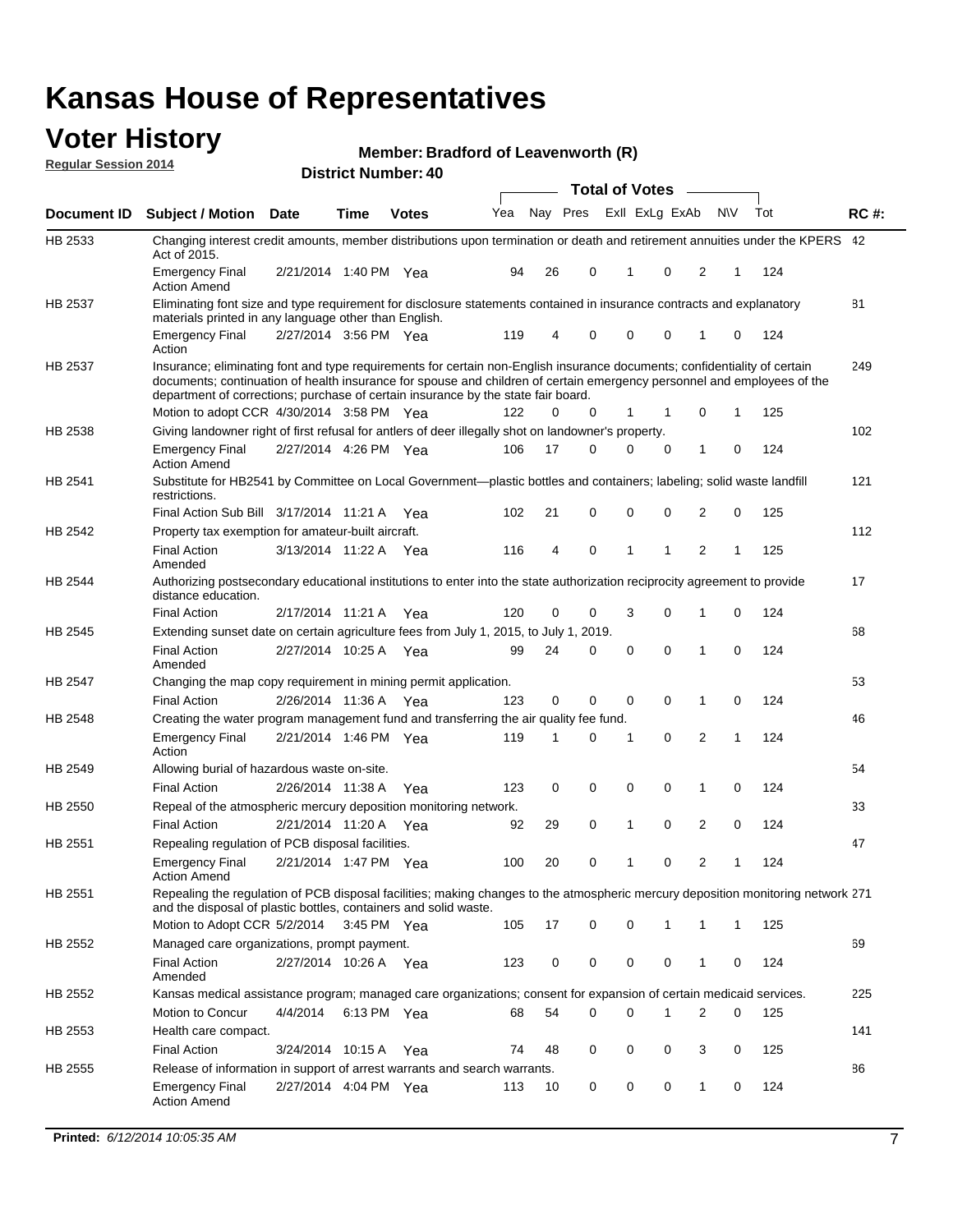# Kansas House of Representatives

## Voter History

**Regular Session 2014**

**Member: Bradford of Leavenworth (R)**

**District Number: 40**

| Document ID | Subject / Motion | Date | Time | Votes | Yea | Nay | Pres | ExII | ExLg | ExAb | N\V | Tot | RC #: |
|---|---|---|---|---|---|---|---|---|---|---|---|---|---|
| HB 2533 | Changing interest credit amounts, member distributions upon termination or death and retirement annuities under the KPERS Act of 2015. | | | | | | | | | | | | 42 |
| | Emergency Final Action Amend | 2/21/2014 | 1:40 PM | Yea | 94 | 26 | 0 | 1 | 0 | 2 | 1 | 124 | |
| HB 2537 | Eliminating font size and type requirement for disclosure statements contained in insurance contracts and explanatory materials printed in any language other than English. | | | | | | | | | | | | 81 |
| | Emergency Final Action | 2/27/2014 | 3:56 PM | Yea | 119 | 4 | 0 | 0 | 0 | 1 | 0 | 124 | |
| HB 2537 | Insurance; eliminating font and type requirements for certain non-English insurance documents; confidentiality of certain documents; continuation of health insurance for spouse and children of certain emergency personnel and employees of the department of corrections; purchase of certain insurance by the state fair board. | | | | | | | | | | | | 249 |
| | Motion to adopt CCR | 4/30/2014 | 3:58 PM | Yea | 122 | 0 | 0 | 1 | 1 | 0 | 1 | 125 | |
| HB 2538 | Giving landowner right of first refusal for antlers of deer illegally shot on landowner's property. | | | | | | | | | | | | 102 |
| | Emergency Final Action Amend | 2/27/2014 | 4:26 PM | Yea | 106 | 17 | 0 | 0 | 0 | 1 | 0 | 124 | |
| HB 2541 | Substitute for HB2541 by Committee on Local Government—plastic bottles and containers; labeling; solid waste landfill restrictions. | | | | | | | | | | | | 121 |
| | Final Action Sub Bill | 3/17/2014 | 11:21 A | Yea | 102 | 21 | 0 | 0 | 0 | 2 | 0 | 125 | |
| HB 2542 | Property tax exemption for amateur-built aircraft. | | | | | | | | | | | | 112 |
| | Final Action Amended | 3/13/2014 | 11:22 A | Yea | 116 | 4 | 0 | 1 | 1 | 2 | 1 | 125 | |
| HB 2544 | Authorizing postsecondary educational institutions to enter into the state authorization reciprocity agreement to provide distance education. | | | | | | | | | | | | 17 |
| | Final Action | 2/17/2014 | 11:21 A | Yea | 120 | 0 | 0 | 3 | 0 | 1 | 0 | 124 | |
| HB 2545 | Extending sunset date on certain agriculture fees from July 1, 2015, to July 1, 2019. | | | | | | | | | | | | 68 |
| | Final Action Amended | 2/27/2014 | 10:25 A | Yea | 99 | 24 | 0 | 0 | 0 | 1 | 0 | 124 | |
| HB 2547 | Changing the map copy requirement in mining permit application. | | | | | | | | | | | | 53 |
| | Final Action | 2/26/2014 | 11:36 A | Yea | 123 | 0 | 0 | 0 | 0 | 1 | 0 | 124 | |
| HB 2548 | Creating the water program management fund and transferring the air quality fee fund. | | | | | | | | | | | | 46 |
| | Emergency Final Action | 2/21/2014 | 1:46 PM | Yea | 119 | 1 | 0 | 1 | 0 | 2 | 1 | 124 | |
| HB 2549 | Allowing burial of hazardous waste on-site. | | | | | | | | | | | | 54 |
| | Final Action | 2/26/2014 | 11:38 A | Yea | 123 | 0 | 0 | 0 | 0 | 1 | 0 | 124 | |
| HB 2550 | Repeal of the atmospheric mercury deposition monitoring network. | | | | | | | | | | | | 33 |
| | Final Action | 2/21/2014 | 11:20 A | Yea | 92 | 29 | 0 | 1 | 0 | 2 | 0 | 124 | |
| HB 2551 | Repealing regulation of PCB disposal facilities. | | | | | | | | | | | | 47 |
| | Emergency Final Action Amend | 2/21/2014 | 1:47 PM | Yea | 100 | 20 | 0 | 1 | 0 | 2 | 1 | 124 | |
| HB 2551 | Repealing the regulation of PCB disposal facilities; making changes to the atmospheric mercury deposition monitoring network and the disposal of plastic bottles, containers and solid waste. | | | | | | | | | | | | 271 |
| | Motion to Adopt CCR | 5/2/2014 | 3:45 PM | Yea | 105 | 17 | 0 | 0 | 1 | 1 | 1 | 125 | |
| HB 2552 | Managed care organizations, prompt payment. | | | | | | | | | | | | 69 |
| | Final Action Amended | 2/27/2014 | 10:26 A | Yea | 123 | 0 | 0 | 0 | 0 | 1 | 0 | 124 | |
| HB 2552 | Kansas medical assistance program; managed care organizations; consent for expansion of certain medicaid services. | | | | | | | | | | | | 225 |
| | Motion to Concur | 4/4/2014 | 6:13 PM | Yea | 68 | 54 | 0 | 0 | 1 | 2 | 0 | 125 | |
| HB 2553 | Health care compact. | | | | | | | | | | | | 141 |
| | Final Action | 3/24/2014 | 10:15 A | Yea | 74 | 48 | 0 | 0 | 0 | 3 | 0 | 125 | |
| HB 2555 | Release of information in support of arrest warrants and search warrants. | | | | | | | | | | | | 86 |
| | Emergency Final Action Amend | 2/27/2014 | 4:04 PM | Yea | 113 | 10 | 0 | 0 | 0 | 1 | 0 | 124 | |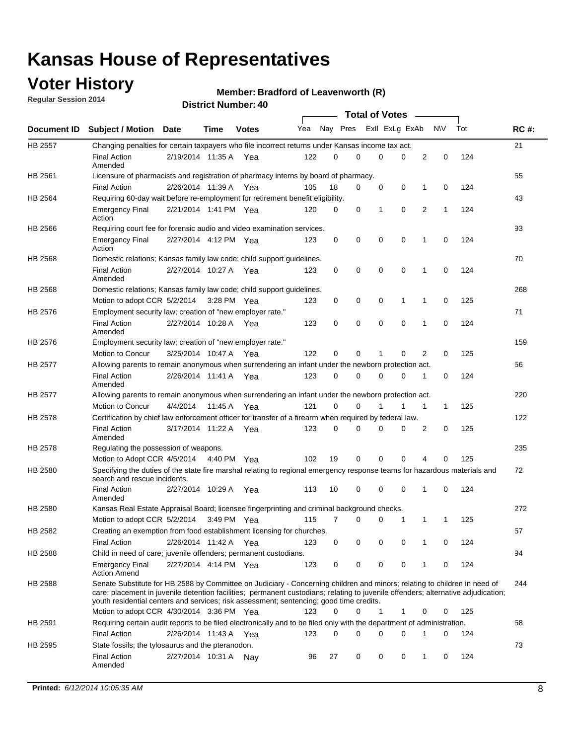# Kansas House of Representatives

## Voter History

**Regular Session 2014**

**Member: Bradford of Leavenworth (R)**

**District Number: 40**

| Document ID | Subject / Motion | Date | Time | Votes | Yea | Nay | Pres | ExII | ExLg | ExAb | N\V | Tot | RC #: |
|---|---|---|---|---|---|---|---|---|---|---|---|---|---|
| HB 2557 | Changing penalties for certain taxpayers who file incorrect returns under Kansas income tax act. | | | | | | | | | | | | 21 |
| | Final Action Amended | 2/19/2014 | 11:35 A | Yea | 122 | 0 | 0 | 0 | 0 | 2 | 0 | 124 | |
| HB 2561 | Licensure of pharmacists and registration of pharmacy interns by board of pharmacy. | | | | | | | | | | | | 55 |
| | Final Action | 2/26/2014 | 11:39 A | Yea | 105 | 18 | 0 | 0 | 0 | 1 | 0 | 124 | |
| HB 2564 | Requiring 60-day wait before re-employment for retirement benefit eligibility. | | | | | | | | | | | | 43 |
| | Emergency Final Action | 2/21/2014 | 1:41 PM | Yea | 120 | 0 | 0 | 1 | 0 | 2 | 1 | 124 | |
| HB 2566 | Requiring court fee for forensic audio and video examination services. | | | | | | | | | | | | 93 |
| | Emergency Final Action | 2/27/2014 | 4:12 PM | Yea | 123 | 0 | 0 | 0 | 0 | 1 | 0 | 124 | |
| HB 2568 | Domestic relations; Kansas family law code; child support guidelines. | | | | | | | | | | | | 70 |
| | Final Action Amended | 2/27/2014 | 10:27 A | Yea | 123 | 0 | 0 | 0 | 0 | 1 | 0 | 124 | |
| HB 2568 | Domestic relations; Kansas family law code; child support guidelines. | | | | | | | | | | | | 268 |
| | Motion to adopt CCR | 5/2/2014 | 3:28 PM | Yea | 123 | 0 | 0 | 0 | 1 | 1 | 0 | 125 | |
| HB 2576 | Employment security law; creation of "new employer rate." | | | | | | | | | | | | 71 |
| | Final Action Amended | 2/27/2014 | 10:28 A | Yea | 123 | 0 | 0 | 0 | 0 | 1 | 0 | 124 | |
| HB 2576 | Employment security law; creation of "new employer rate." | | | | | | | | | | | | 159 |
| | Motion to Concur | 3/25/2014 | 10:47 A | Yea | 122 | 0 | 0 | 1 | 0 | 2 | 0 | 125 | |
| HB 2577 | Allowing parents to remain anonymous when surrendering an infant under the newborn protection act. | | | | | | | | | | | | 56 |
| | Final Action Amended | 2/26/2014 | 11:41 A | Yea | 123 | 0 | 0 | 0 | 0 | 1 | 0 | 124 | |
| HB 2577 | Allowing parents to remain anonymous when surrendering an infant under the newborn protection act. | | | | | | | | | | | | 220 |
| | Motion to Concur | 4/4/2014 | 11:45 A | Yea | 121 | 0 | 0 | 1 | 1 | 1 | 1 | 125 | |
| HB 2578 | Certification by chief law enforcement officer for transfer of a firearm when required by federal law. | | | | | | | | | | | | 122 |
| | Final Action Amended | 3/17/2014 | 11:22 A | Yea | 123 | 0 | 0 | 0 | 0 | 2 | 0 | 125 | |
| HB 2578 | Regulating the possession of weapons. | | | | | | | | | | | | 235 |
| | Motion to Adopt CCR | 4/5/2014 | 4:40 PM | Yea | 102 | 19 | 0 | 0 | 0 | 4 | 0 | 125 | |
| HB 2580 | Specifying the duties of the state fire marshal relating to regional emergency response teams for hazardous materials and search and rescue incidents. | | | | | | | | | | | | 72 |
| | Final Action Amended | 2/27/2014 | 10:29 A | Yea | 113 | 10 | 0 | 0 | 0 | 1 | 0 | 124 | |
| HB 2580 | Kansas Real Estate Appraisal Board; licensee fingerprinting and criminal background checks. | | | | | | | | | | | | 272 |
| | Motion to adopt CCR | 5/2/2014 | 3:49 PM | Yea | 115 | 7 | 0 | 0 | 1 | 1 | 1 | 125 | |
| HB 2582 | Creating an exemption from food establishment licensing for churches. | | | | | | | | | | | | 57 |
| | Final Action | 2/26/2014 | 11:42 A | Yea | 123 | 0 | 0 | 0 | 0 | 1 | 0 | 124 | |
| HB 2588 | Child in need of care; juvenile offenders; permanent custodians. | | | | | | | | | | | | 94 |
| | Emergency Final Action Amend | 2/27/2014 | 4:14 PM | Yea | 123 | 0 | 0 | 0 | 0 | 1 | 0 | 124 | |
| HB 2588 | Senate Substitute for HB 2588 by Committee on Judiciary - Concerning children and minors; relating to children in need of care; placement in juvenile detention facilities; permanent custodians; relating to juvenile offenders; alternative adjudication; youth residential centers and services; risk assessment; sentencing; good time credits. | | | | | | | | | | | | 244 |
| | Motion to adopt CCR | 4/30/2014 | 3:36 PM | Yea | 123 | 0 | 0 | 1 | 1 | 0 | 0 | 125 | |
| HB 2591 | Requiring certain audit reports to be filed electronically and to be filed only with the department of administration. | | | | | | | | | | | | 58 |
| | Final Action | 2/26/2014 | 11:43 A | Yea | 123 | 0 | 0 | 0 | 0 | 1 | 0 | 124 | |
| HB 2595 | State fossils; the tylosaurus and the pteranodon. | | | | | | | | | | | | 73 |
| | Final Action Amended | 2/27/2014 | 10:31 A | Nay | 96 | 27 | 0 | 0 | 0 | 1 | 0 | 124 | |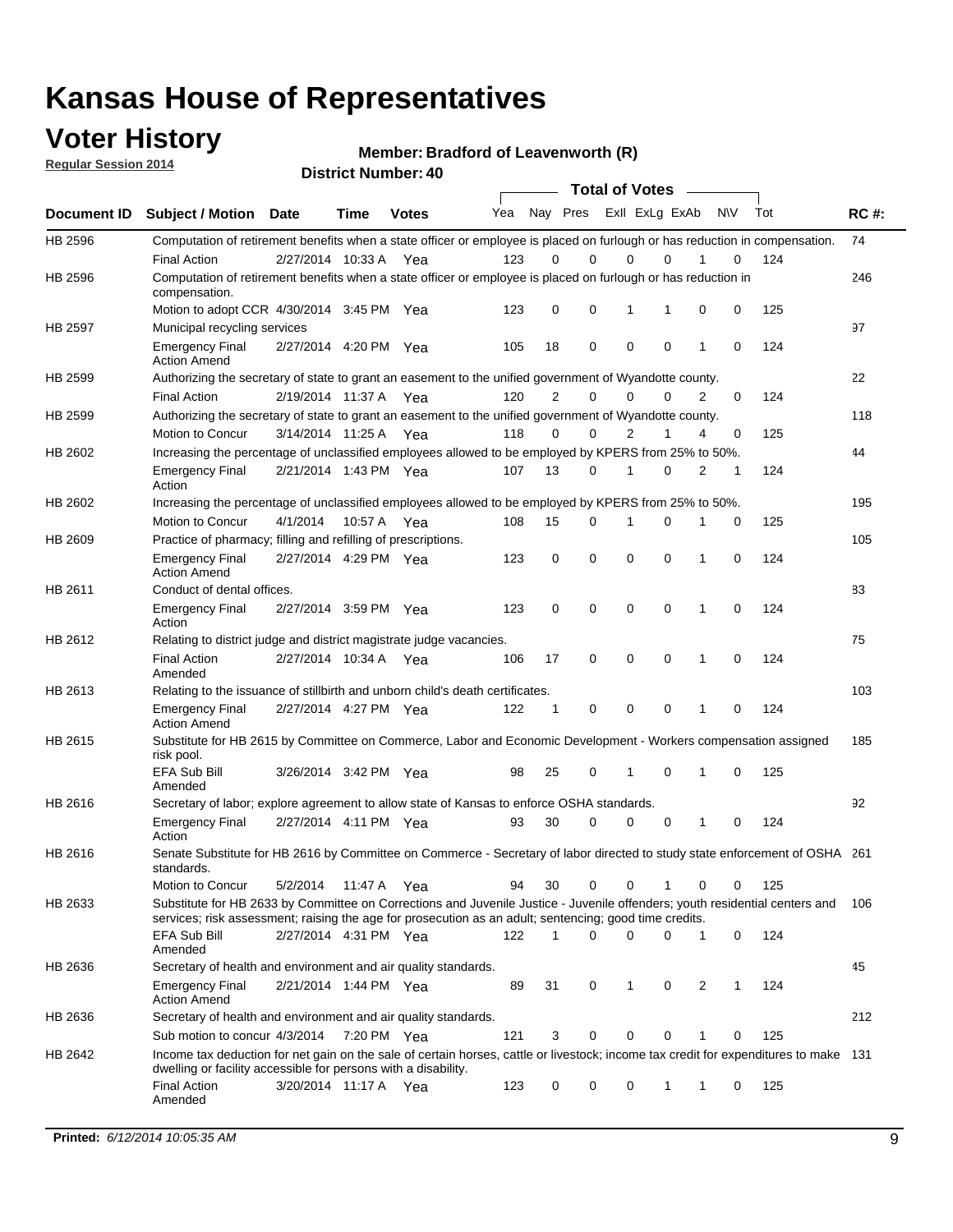# Kansas House of Representatives

## Voter History

**Regular Session 2014**

**Member: Bradford of Leavenworth (R)**

**District Number: 40**

| Document ID | Subject / Motion | Date | Time | Votes | Yea | Nay | Pres | ExII | ExLg | ExAb | N\V | Tot | RC #: |
|---|---|---|---|---|---|---|---|---|---|---|---|---|---|
| HB 2596 | Computation of retirement benefits when a state officer or employee is placed on furlough or has reduction in compensation. | | | | | | | | | | | | 74 |
| | Final Action | 2/27/2014 | 10:33 A | Yea | 123 | 0 | 0 | 0 | 0 | 1 | 0 | 124 | |
| HB 2596 | Computation of retirement benefits when a state officer or employee is placed on furlough or has reduction in compensation. | | | | | | | | | | | | 246 |
| | Motion to adopt CCR | 4/30/2014 | 3:45 PM | Yea | 123 | 0 | 0 | 1 | 1 | 0 | 0 | 125 | |
| HB 2597 | Municipal recycling services | | | | | | | | | | | | 97 |
| | Emergency Final Action Amend | 2/27/2014 | 4:20 PM | Yea | 105 | 18 | 0 | 0 | 0 | 1 | 0 | 124 | |
| HB 2599 | Authorizing the secretary of state to grant an easement to the unified government of Wyandotte county. | | | | | | | | | | | | 22 |
| | Final Action | 2/19/2014 | 11:37 A | Yea | 120 | 2 | 0 | 0 | 0 | 2 | 0 | 124 | |
| HB 2599 | Authorizing the secretary of state to grant an easement to the unified government of Wyandotte county. | | | | | | | | | | | | 118 |
| | Motion to Concur | 3/14/2014 | 11:25 A | Yea | 118 | 0 | 0 | 2 | 1 | 4 | 0 | 125 | |
| HB 2602 | Increasing the percentage of unclassified employees allowed to be employed by KPERS from 25% to 50%. | | | | | | | | | | | | 44 |
| | Emergency Final Action | 2/21/2014 | 1:43 PM | Yea | 107 | 13 | 0 | 1 | 0 | 2 | 1 | 124 | |
| HB 2602 | Increasing the percentage of unclassified employees allowed to be employed by KPERS from 25% to 50%. | | | | | | | | | | | | 195 |
| | Motion to Concur | 4/1/2014 | 10:57 A | Yea | 108 | 15 | 0 | 1 | 0 | 1 | 0 | 125 | |
| HB 2609 | Practice of pharmacy; filling and refilling of prescriptions. | | | | | | | | | | | | 105 |
| | Emergency Final Action Amend | 2/27/2014 | 4:29 PM | Yea | 123 | 0 | 0 | 0 | 0 | 1 | 0 | 124 | |
| HB 2611 | Conduct of dental offices. | | | | | | | | | | | | 83 |
| | Emergency Final Action | 2/27/2014 | 3:59 PM | Yea | 123 | 0 | 0 | 0 | 0 | 1 | 0 | 124 | |
| HB 2612 | Relating to district judge and district magistrate judge vacancies. | | | | | | | | | | | | 75 |
| | Final Action Amended | 2/27/2014 | 10:34 A | Yea | 106 | 17 | 0 | 0 | 0 | 1 | 0 | 124 | |
| HB 2613 | Relating to the issuance of stillbirth and unborn child's death certificates. | | | | | | | | | | | | 103 |
| | Emergency Final Action Amend | 2/27/2014 | 4:27 PM | Yea | 122 | 1 | 0 | 0 | 0 | 1 | 0 | 124 | |
| HB 2615 | Substitute for HB 2615 by Committee on Commerce, Labor and Economic Development - Workers compensation assigned risk pool. | | | | | | | | | | | | 185 |
| | EFA Sub Bill Amended | 3/26/2014 | 3:42 PM | Yea | 98 | 25 | 0 | 1 | 0 | 1 | 0 | 125 | |
| HB 2616 | Secretary of labor; explore agreement to allow state of Kansas to enforce OSHA standards. | | | | | | | | | | | | 92 |
| | Emergency Final Action | 2/27/2014 | 4:11 PM | Yea | 93 | 30 | 0 | 0 | 0 | 1 | 0 | 124 | |
| HB 2616 | Senate Substitute for HB 2616 by Committee on Commerce - Secretary of labor directed to study state enforcement of OSHA standards. | | | | | | | | | | | | 261 |
| | Motion to Concur | 5/2/2014 | 11:47 A | Yea | 94 | 30 | 0 | 0 | 1 | 0 | 0 | 125 | |
| HB 2633 | Substitute for HB 2633 by Committee on Corrections and Juvenile Justice - Juvenile offenders; youth residential centers and services; risk assessment; raising the age for prosecution as an adult; sentencing; good time credits. | | | | | | | | | | | | 106 |
| | EFA Sub Bill Amended | 2/27/2014 | 4:31 PM | Yea | 122 | 1 | 0 | 0 | 0 | 1 | 0 | 124 | |
| HB 2636 | Secretary of health and environment and air quality standards. | | | | | | | | | | | | 45 |
| | Emergency Final Action Amend | 2/21/2014 | 1:44 PM | Yea | 89 | 31 | 0 | 1 | 0 | 2 | 1 | 124 | |
| HB 2636 | Secretary of health and environment and air quality standards. | | | | | | | | | | | | 212 |
| | Sub motion to concur | 4/3/2014 | 7:20 PM | Yea | 121 | 3 | 0 | 0 | 0 | 1 | 0 | 125 | |
| HB 2642 | Income tax deduction for net gain on the sale of certain horses, cattle or livestock; income tax credit for expenditures to make dwelling or facility accessible for persons with a disability. | | | | | | | | | | | | 131 |
| | Final Action Amended | 3/20/2014 | 11:17 A | Yea | 123 | 0 | 0 | 0 | 1 | 1 | 0 | 125 | |

**Printed:** 6/12/2014 10:05:35 AM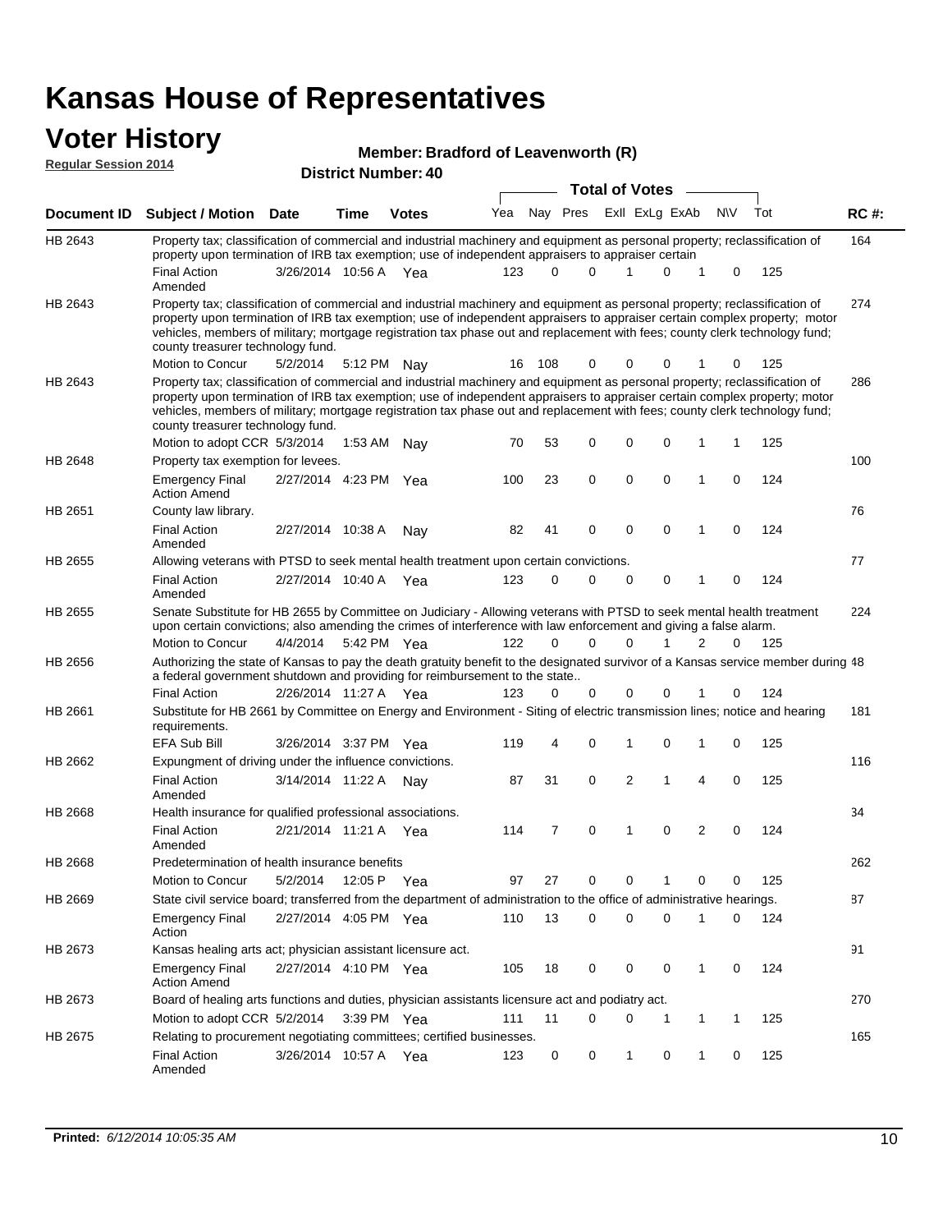# Kansas House of Representatives

## Voter History

**Regular Session 2014**

**Member: Bradford of Leavenworth (R)**

**District Number: 40**

| Document ID | Subject / Motion | Date | Time | Votes | Yea | Nay | Pres | ExII | ExLg | ExAb | N\V | Tot | RC #: |
|---|---|---|---|---|---|---|---|---|---|---|---|---|---|
| HB 2643 | Property tax; classification of commercial and industrial machinery and equipment as personal property; reclassification of property upon termination of IRB tax exemption; use of independent appraisers to appraiser certain | | | | | | | | | | | | 164 |
| | Final Action Amended | 3/26/2014 | 10:56 A | Yea | 123 | 0 | 0 | 1 | 0 | 1 | 0 | 125 | |
| HB 2643 | Property tax; classification of commercial and industrial machinery and equipment as personal property; reclassification of property upon termination of IRB tax exemption; use of independent appraisers to appraiser certain complex property; motor vehicles, members of military; mortgage registration tax phase out and replacement with fees; county clerk technology fund; county treasurer technology fund. | | | | | | | | | | | | 274 |
| | Motion to Concur | 5/2/2014 | 5:12 PM | Nay | 16 | 108 | 0 | 0 | 0 | 1 | 0 | 125 | |
| HB 2643 | Property tax; classification of commercial and industrial machinery and equipment as personal property; reclassification of property upon termination of IRB tax exemption; use of independent appraisers to appraiser certain complex property; motor vehicles, members of military; mortgage registration tax phase out and replacement with fees; county clerk technology fund; county treasurer technology fund. | | | | | | | | | | | | 286 |
| | Motion to adopt CCR | 5/3/2014 | 1:53 AM | Nay | 70 | 53 | 0 | 0 | 0 | 1 | 1 | 125 | |
| HB 2648 | Property tax exemption for levees. | | | | | | | | | | | | 100 |
| | Emergency Final Action Amend | 2/27/2014 | 4:23 PM | Yea | 100 | 23 | 0 | 0 | 0 | 1 | 0 | 124 | |
| HB 2651 | County law library. | | | | | | | | | | | | 76 |
| | Final Action Amended | 2/27/2014 | 10:38 A | Nay | 82 | 41 | 0 | 0 | 0 | 1 | 0 | 124 | |
| HB 2655 | Allowing veterans with PTSD to seek mental health treatment upon certain convictions. | | | | | | | | | | | | 77 |
| | Final Action Amended | 2/27/2014 | 10:40 A | Yea | 123 | 0 | 0 | 0 | 0 | 1 | 0 | 124 | |
| HB 2655 | Senate Substitute for HB 2655 by Committee on Judiciary - Allowing veterans with PTSD to seek mental health treatment upon certain convictions; also amending the crimes of interference with law enforcement and giving a false alarm. | | | | | | | | | | | | 224 |
| | Motion to Concur | 4/4/2014 | 5:42 PM | Yea | 122 | 0 | 0 | 0 | 1 | 2 | 0 | 125 | |
| HB 2656 | Authorizing the state of Kansas to pay the death gratuity benefit to the designated survivor of a Kansas service member during a federal government shutdown and providing for reimbursement to the state.. | | | | | | | | | | | | 48 |
| | Final Action | 2/26/2014 | 11:27 A | Yea | 123 | 0 | 0 | 0 | 0 | 1 | 0 | 124 | |
| HB 2661 | Substitute for HB 2661 by Committee on Energy and Environment - Siting of electric transmission lines; notice and hearing requirements. | | | | | | | | | | | | 181 |
| | EFA Sub Bill | 3/26/2014 | 3:37 PM | Yea | 119 | 4 | 0 | 1 | 0 | 1 | 0 | 125 | |
| HB 2662 | Expungment of driving under the influence convictions. | | | | | | | | | | | | 116 |
| | Final Action Amended | 3/14/2014 | 11:22 A | Nay | 87 | 31 | 0 | 2 | 1 | 4 | 0 | 125 | |
| HB 2668 | Health insurance for qualified professional associations. | | | | | | | | | | | | 34 |
| | Final Action Amended | 2/21/2014 | 11:21 A | Yea | 114 | 7 | 0 | 1 | 0 | 2 | 0 | 124 | |
| HB 2668 | Predetermination of health insurance benefits | | | | | | | | | | | | 262 |
| | Motion to Concur | 5/2/2014 | 12:05 P | Yea | 97 | 27 | 0 | 0 | 1 | 0 | 0 | 125 | |
| HB 2669 | State civil service board; transferred from the department of administration to the office of administrative hearings. | | | | | | | | | | | | 87 |
| | Emergency Final Action | 2/27/2014 | 4:05 PM | Yea | 110 | 13 | 0 | 0 | 0 | 1 | 0 | 124 | |
| HB 2673 | Kansas healing arts act; physician assistant licensure act. | | | | | | | | | | | | 91 |
| | Emergency Final Action Amend | 2/27/2014 | 4:10 PM | Yea | 105 | 18 | 0 | 0 | 0 | 1 | 0 | 124 | |
| HB 2673 | Board of healing arts functions and duties, physician assistants licensure act and podiatry act. | | | | | | | | | | | | 270 |
| | Motion to adopt CCR | 5/2/2014 | 3:39 PM | Yea | 111 | 11 | 0 | 0 | 1 | 1 | 1 | 125 | |
| HB 2675 | Relating to procurement negotiating committees; certified businesses. | | | | | | | | | | | | 165 |
| | Final Action Amended | 3/26/2014 | 10:57 A | Yea | 123 | 0 | 0 | 1 | 0 | 1 | 0 | 125 | |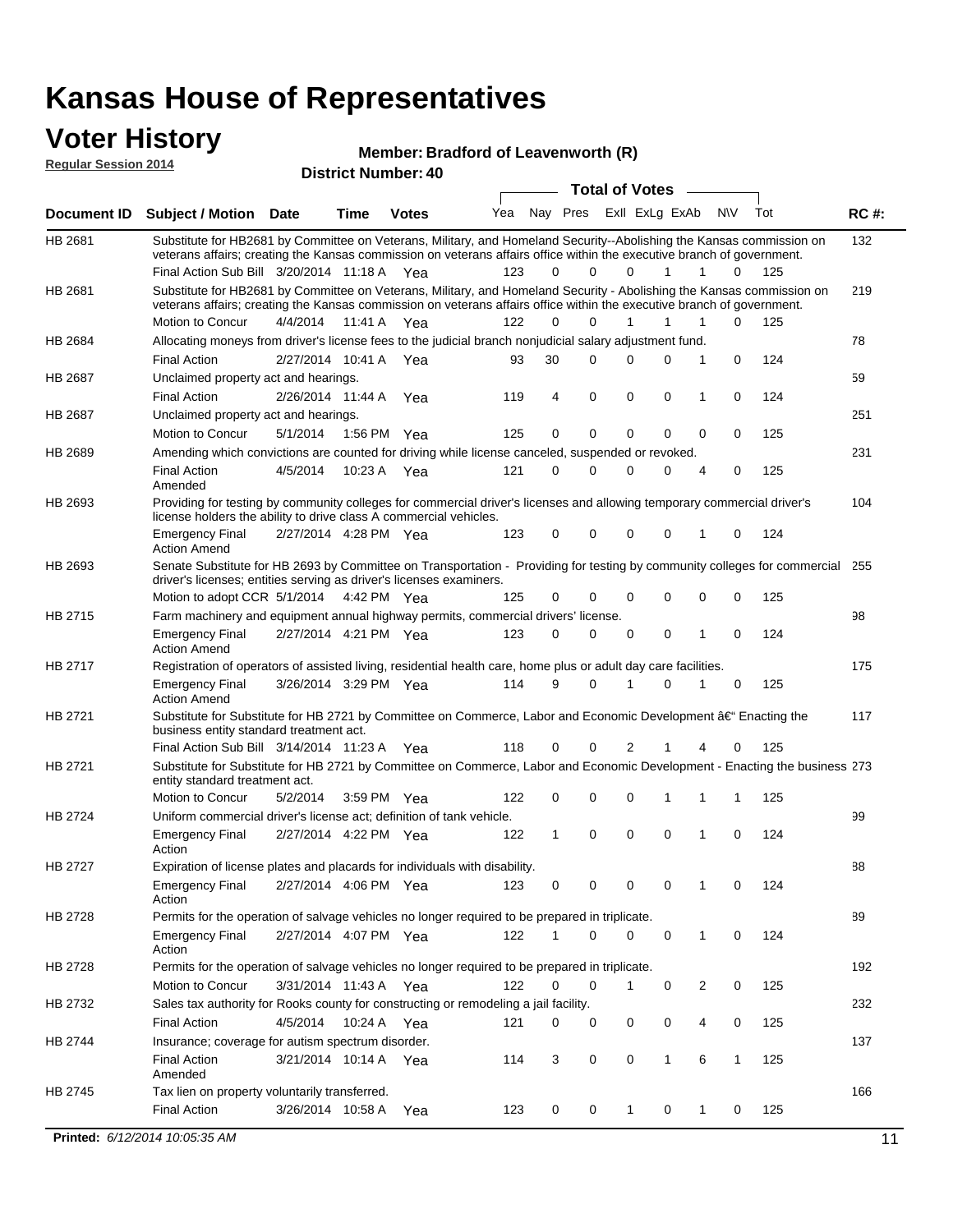# Kansas House of Representatives

## Voter History

**Regular Session 2014**

**Member: Bradford of Leavenworth (R)**

**District Number: 40**

| Document ID | Subject / Motion | Date | Time | Votes | Yea | Nay | Pres | ExII | ExLg | ExAb | N\V | Tot | RC #: |
|---|---|---|---|---|---|---|---|---|---|---|---|---|---|
| HB 2681 | Substitute for HB2681 by Committee on Veterans, Military, and Homeland Security--Abolishing the Kansas commission on veterans affairs; creating the Kansas commission on veterans affairs office within the executive branch of government. | | | | | | | | | | | | 132 |
| | Final Action Sub Bill | 3/20/2014 | 11:18 A | Yea | 123 | 0 | 0 | 0 | 1 | 1 | 0 | 125 | |
| HB 2681 | Substitute for HB2681 by Committee on Veterans, Military, and Homeland Security - Abolishing the Kansas commission on veterans affairs; creating the Kansas commission on veterans affairs office within the executive branch of government. | | | | | | | | | | | | 219 |
| | Motion to Concur | 4/4/2014 | 11:41 A | Yea | 122 | 0 | 0 | 1 | 1 | 1 | 0 | 125 | |
| HB 2684 | Allocating moneys from driver's license fees to the judicial branch nonjudicial salary adjustment fund. | | | | | | | | | | | | 78 |
| | Final Action | 2/27/2014 | 10:41 A | Yea | 93 | 30 | 0 | 0 | 0 | 1 | 0 | 124 | |
| HB 2687 | Unclaimed property act and hearings. | | | | | | | | | | | | 59 |
| | Final Action | 2/26/2014 | 11:44 A | Yea | 119 | 4 | 0 | 0 | 0 | 1 | 0 | 124 | |
| HB 2687 | Unclaimed property act and hearings. | | | | | | | | | | | | 251 |
| | Motion to Concur | 5/1/2014 | 1:56 PM | Yea | 125 | 0 | 0 | 0 | 0 | 0 | 0 | 125 | |
| HB 2689 | Amending which convictions are counted for driving while license canceled, suspended or revoked. | | | | | | | | | | | | 231 |
| | Final Action Amended | 4/5/2014 | 10:23 A | Yea | 121 | 0 | 0 | 0 | 0 | 4 | 0 | 125 | |
| HB 2693 | Providing for testing by community colleges for commercial driver's licenses and allowing temporary commercial driver's license holders the ability to drive class A commercial vehicles. | | | | | | | | | | | | 104 |
| | Emergency Final Action Amend | 2/27/2014 | 4:28 PM | Yea | 123 | 0 | 0 | 0 | 0 | 1 | 0 | 124 | |
| HB 2693 | Senate Substitute for HB 2693 by Committee on Transportation - Providing for testing by community colleges for commercial driver's licenses; entities serving as driver's licenses examiners. | | | | | | | | | | | | 255 |
| | Motion to adopt CCR | 5/1/2014 | 4:42 PM | Yea | 125 | 0 | 0 | 0 | 0 | 0 | 0 | 125 | |
| HB 2715 | Farm machinery and equipment annual highway permits, commercial drivers' license. | | | | | | | | | | | | 98 |
| | Emergency Final Action Amend | 2/27/2014 | 4:21 PM | Yea | 123 | 0 | 0 | 0 | 0 | 1 | 0 | 124 | |
| HB 2717 | Registration of operators of assisted living, residential health care, home plus or adult day care facilities. | | | | | | | | | | | | 175 |
| | Emergency Final Action Amend | 3/26/2014 | 3:29 PM | Yea | 114 | 9 | 0 | 1 | 0 | 1 | 0 | 125 | |
| HB 2721 | Substitute for Substitute for HB 2721 by Committee on Commerce, Labor and Economic Development â€“ Enacting the business entity standard treatment act. | | | | | | | | | | | | 117 |
| | Final Action Sub Bill | 3/14/2014 | 11:23 A | Yea | 118 | 0 | 0 | 2 | 1 | 4 | 0 | 125 | |
| HB 2721 | Substitute for Substitute for HB 2721 by Committee on Commerce, Labor and Economic Development - Enacting the business entity standard treatment act. | | | | | | | | | | | | 273 |
| | Motion to Concur | 5/2/2014 | 3:59 PM | Yea | 122 | 0 | 0 | 0 | 1 | 1 | 1 | 125 | |
| HB 2724 | Uniform commercial driver's license act; definition of tank vehicle. | | | | | | | | | | | | 99 |
| | Emergency Final Action | 2/27/2014 | 4:22 PM | Yea | 122 | 1 | 0 | 0 | 0 | 1 | 0 | 124 | |
| HB 2727 | Expiration of license plates and placards for individuals with disability. | | | | | | | | | | | | 88 |
| | Emergency Final Action | 2/27/2014 | 4:06 PM | Yea | 123 | 0 | 0 | 0 | 0 | 1 | 0 | 124 | |
| HB 2728 | Permits for the operation of salvage vehicles no longer required to be prepared in triplicate. | | | | | | | | | | | | 89 |
| | Emergency Final Action | 2/27/2014 | 4:07 PM | Yea | 122 | 1 | 0 | 0 | 0 | 1 | 0 | 124 | |
| HB 2728 | Permits for the operation of salvage vehicles no longer required to be prepared in triplicate. | | | | | | | | | | | | 192 |
| | Motion to Concur | 3/31/2014 | 11:43 A | Yea | 122 | 0 | 0 | 1 | 0 | 2 | 0 | 125 | |
| HB 2732 | Sales tax authority for Rooks county for constructing or remodeling a jail facility. | | | | | | | | | | | | 232 |
| | Final Action | 4/5/2014 | 10:24 A | Yea | 121 | 0 | 0 | 0 | 0 | 4 | 0 | 125 | |
| HB 2744 | Insurance; coverage for autism spectrum disorder. | | | | | | | | | | | | 137 |
| | Final Action Amended | 3/21/2014 | 10:14 A | Yea | 114 | 3 | 0 | 0 | 1 | 6 | 1 | 125 | |
| HB 2745 | Tax lien on property voluntarily transferred. | | | | | | | | | | | | 166 |
| | Final Action | 3/26/2014 | 10:58 A | Yea | 123 | 0 | 0 | 1 | 0 | 1 | 0 | 125 | |

**Printed:** *6/12/2014 10:05:35 AM*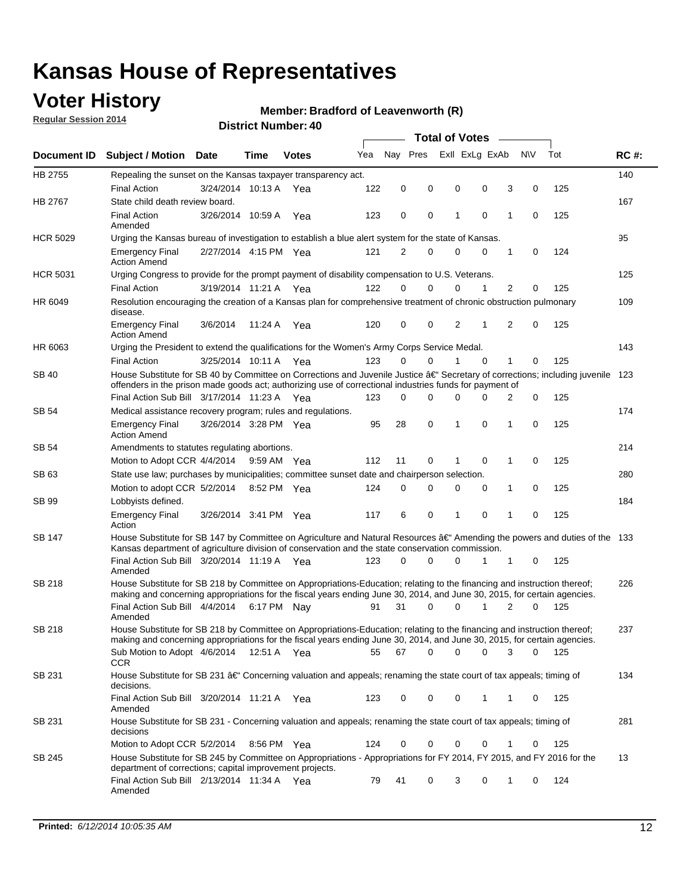# Kansas House of Representatives

## Voter History

**Regular Session 2014**

**Member: Bradford of Leavenworth (R)**

**District Number: 40**

| Document ID | Subject / Motion | Date | Time | Votes | Yea | Nay | Pres | ExII | ExLg | ExAb | N\V | Tot | RC #: |
|---|---|---|---|---|---|---|---|---|---|---|---|---|---|
| HB 2755 | Repealing the sunset on the Kansas taxpayer transparency act. | | | | | | | | | | | | 140 |
| | Final Action | 3/24/2014 | 10:13 A | Yea | 122 | 0 | 0 | 0 | 0 | 3 | 0 | 125 | |
| HB 2767 | State child death review board. | | | | | | | | | | | | 167 |
| | Final Action Amended | 3/26/2014 | 10:59 A | Yea | 123 | 0 | 0 | 1 | 0 | 1 | 0 | 125 | |
| HCR 5029 | Urging the Kansas bureau of investigation to establish a blue alert system for the state of Kansas. | | | | | | | | | | | | 95 |
| | Emergency Final Action Amend | 2/27/2014 | 4:15 PM | Yea | 121 | 2 | 0 | 0 | 0 | 1 | 0 | 124 | |
| HCR 5031 | Urging Congress to provide for the prompt payment of disability compensation to U.S. Veterans. | | | | | | | | | | | | 125 |
| | Final Action | 3/19/2014 | 11:21 A | Yea | 122 | 0 | 0 | 0 | 1 | 2 | 0 | 125 | |
| HR 6049 | Resolution encouraging the creation of a Kansas plan for comprehensive treatment of chronic obstruction pulmonary disease. | | | | | | | | | | | | 109 |
| | Emergency Final Action Amend | 3/6/2014 | 11:24 A | Yea | 120 | 0 | 0 | 2 | 1 | 2 | 0 | 125 | |
| HR 6063 | Urging the President to extend the qualifications for the Women's Army Corps Service Medal. | | | | | | | | | | | | 143 |
| | Final Action | 3/25/2014 | 10:11 A | Yea | 123 | 0 | 0 | 1 | 0 | 1 | 0 | 125 | |
| SB 40 | House Substitute for SB 40 by Committee on Corrections and Juvenile Justice â€" Secretary of corrections; including juvenile offenders in the prison made goods act; authorizing use of correctional industries funds for payment of | | | | | | | | | | | | 123 |
| | Final Action Sub Bill | 3/17/2014 | 11:23 A | Yea | 123 | 0 | 0 | 0 | 0 | 2 | 0 | 125 | |
| SB 54 | Medical assistance recovery program; rules and regulations. | | | | | | | | | | | | 174 |
| | Emergency Final Action Amend | 3/26/2014 | 3:28 PM | Yea | 95 | 28 | 0 | 1 | 0 | 1 | 0 | 125 | |
| SB 54 | Amendments to statutes regulating abortions. | | | | | | | | | | | | 214 |
| | Motion to Adopt CCR | 4/4/2014 | 9:59 AM | Yea | 112 | 11 | 0 | 1 | 0 | 1 | 0 | 125 | |
| SB 63 | State use law; purchases by municipalities; committee sunset date and chairperson selection. | | | | | | | | | | | | 280 |
| | Motion to adopt CCR | 5/2/2014 | 8:52 PM | Yea | 124 | 0 | 0 | 0 | 0 | 1 | 0 | 125 | |
| SB 99 | Lobbyists defined. | | | | | | | | | | | | 184 |
| | Emergency Final Action | 3/26/2014 | 3:41 PM | Yea | 117 | 6 | 0 | 1 | 0 | 1 | 0 | 125 | |
| SB 147 | House Substitute for SB 147 by Committee on Agriculture and Natural Resources â€" Amending the powers and duties of the Kansas department of agriculture division of conservation and the state conservation commission. | | | | | | | | | | | | 133 |
| | Final Action Sub Bill Amended | 3/20/2014 | 11:19 A | Yea | 123 | 0 | 0 | 0 | 1 | 1 | 0 | 125 | |
| SB 218 | House Substitute for SB 218 by Committee on Appropriations-Education; relating to the financing and instruction thereof; making and concerning appropriations for the fiscal years ending June 30, 2014, and June 30, 2015, for certain agencies. | | | | | | | | | | | | 226 |
| | Final Action Sub Bill Amended | 4/4/2014 | 6:17 PM | Nay | 91 | 31 | 0 | 0 | 1 | 2 | 0 | 125 | |
| SB 218 | House Substitute for SB 218 by Committee on Appropriations-Education; relating to the financing and instruction thereof; making and concerning appropriations for the fiscal years ending June 30, 2014, and June 30, 2015, for certain agencies. | | | | | | | | | | | | 237 |
| | Sub Motion to Adopt CCR | 4/6/2014 | 12:51 A | Yea | 55 | 67 | 0 | 0 | 0 | 3 | 0 | 125 | |
| SB 231 | House Substitute for SB 231 â€" Concerning valuation and appeals; renaming the state court of tax appeals; timing of decisions. | | | | | | | | | | | | 134 |
| | Final Action Sub Bill Amended | 3/20/2014 | 11:21 A | Yea | 123 | 0 | 0 | 0 | 1 | 1 | 0 | 125 | |
| SB 231 | House Substitute for SB 231 - Concerning valuation and appeals; renaming the state court of tax appeals; timing of decisions | | | | | | | | | | | | 281 |
| | Motion to Adopt CCR | 5/2/2014 | 8:56 PM | Yea | 124 | 0 | 0 | 0 | 0 | 1 | 0 | 125 | |
| SB 245 | House Substitute for SB 245 by Committee on Appropriations - Appropriations for FY 2014, FY 2015, and FY 2016 for the department of corrections; capital improvement projects. | | | | | | | | | | | | 13 |
| | Final Action Sub Bill Amended | 2/13/2014 | 11:34 A | Yea | 79 | 41 | 0 | 3 | 0 | 1 | 0 | 124 | |

**Printed:** *6/12/2014 10:05:35 AM*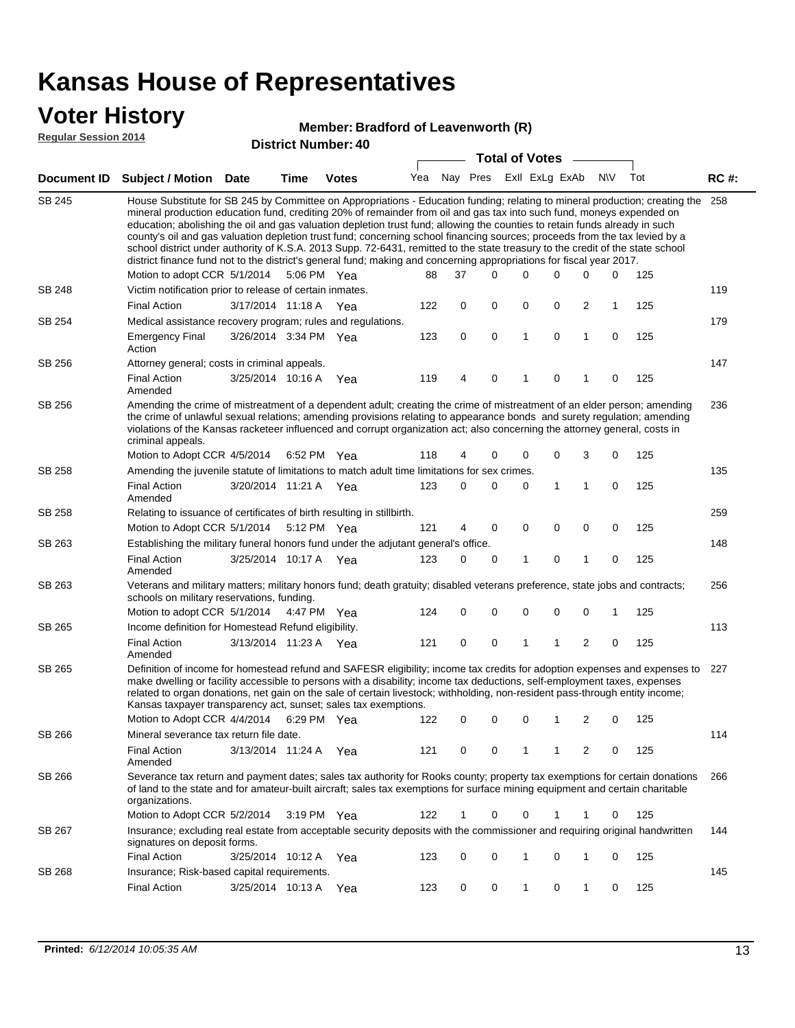# Kansas House of Representatives

## Voter History

**Regular Session 2014**

**Member: Bradford of Leavenworth (R)**

**District Number: 40**

| Document ID | Subject / Motion | Date | Time | Votes | Yea | Nay | Pres | ExII | ExLg | ExAb | N\V | Tot | RC #: |
|---|---|---|---|---|---|---|---|---|---|---|---|---|---|
| SB 245 | House Substitute for SB 245 by Committee on Appropriations - Education funding; relating to mineral production; creating the mineral production education fund, crediting 20% of remainder from oil and gas tax into such fund, moneys expended on education; abolishing the oil and gas valuation depletion trust fund; allowing the counties to retain funds already in such county's oil and gas valuation depletion trust fund; concerning school financing sources; proceeds from the tax levied by a school district under authority of K.S.A. 2013 Supp. 72-6431, remitted to the state treasury to the credit of the state school district finance fund not to the district's general fund; making and concerning appropriations for fiscal year 2017. | | | | | | | | | | | | 258 |
| | Motion to adopt CCR | 5/1/2014 | 5:06 PM | Yea | 88 | 37 | 0 | 0 | 0 | 0 | 0 | 125 | |
| SB 248 | Victim notification prior to release of certain inmates. | | | | | | | | | | | | 119 |
| | Final Action | 3/17/2014 | 11:18 A | Yea | 122 | 0 | 0 | 0 | 0 | 2 | 1 | 125 | |
| SB 254 | Medical assistance recovery program; rules and regulations. | | | | | | | | | | | | 179 |
| | Emergency Final Action | 3/26/2014 | 3:34 PM | Yea | 123 | 0 | 0 | 1 | 0 | 1 | 0 | 125 | |
| SB 256 | Attorney general; costs in criminal appeals. | | | | | | | | | | | | 147 |
| | Final Action Amended | 3/25/2014 | 10:16 A | Yea | 119 | 4 | 0 | 1 | 0 | 1 | 0 | 125 | |
| SB 256 | Amending the crime of mistreatment of a dependent adult; creating the crime of mistreatment of an elder person; amending the crime of unlawful sexual relations; amending provisions relating to appearance bonds and surety regulation; amending violations of the Kansas racketeer influenced and corrupt organization act; also concerning the attorney general, costs in criminal appeals. | | | | | | | | | | | | 236 |
| | Motion to Adopt CCR | 4/5/2014 | 6:52 PM | Yea | 118 | 4 | 0 | 0 | 0 | 3 | 0 | 125 | |
| SB 258 | Amending the juvenile statute of limitations to match adult time limitations for sex crimes. | | | | | | | | | | | | 135 |
| | Final Action Amended | 3/20/2014 | 11:21 A | Yea | 123 | 0 | 0 | 0 | 1 | 1 | 0 | 125 | |
| SB 258 | Relating to issuance of certificates of birth resulting in stillbirth. | | | | | | | | | | | | 259 |
| | Motion to Adopt CCR | 5/1/2014 | 5:12 PM | Yea | 121 | 4 | 0 | 0 | 0 | 0 | 0 | 125 | |
| SB 263 | Establishing the military funeral honors fund under the adjutant general's office. | | | | | | | | | | | | 148 |
| | Final Action Amended | 3/25/2014 | 10:17 A | Yea | 123 | 0 | 0 | 1 | 0 | 1 | 0 | 125 | |
| SB 263 | Veterans and military matters; military honors fund; death gratuity; disabled veterans preference, state jobs and contracts; schools on military reservations, funding. | | | | | | | | | | | | 256 |
| | Motion to adopt CCR | 5/1/2014 | 4:47 PM | Yea | 124 | 0 | 0 | 0 | 0 | 0 | 1 | 125 | |
| SB 265 | Income definition for Homestead Refund eligibility. | | | | | | | | | | | | 113 |
| | Final Action Amended | 3/13/2014 | 11:23 A | Yea | 121 | 0 | 0 | 1 | 1 | 2 | 0 | 125 | |
| SB 265 | Definition of income for homestead refund and SAFESR eligibility; income tax credits for adoption expenses and expenses to make dwelling or facility accessible to persons with a disability; income tax deductions, self-employment taxes, expenses related to organ donations, net gain on the sale of certain livestock; withholding, non-resident pass-through entity income; Kansas taxpayer transparency act, sunset; sales tax exemptions. | | | | | | | | | | | | 227 |
| | Motion to Adopt CCR | 4/4/2014 | 6:29 PM | Yea | 122 | 0 | 0 | 0 | 1 | 2 | 0 | 125 | |
| SB 266 | Mineral severance tax return file date. | | | | | | | | | | | | 114 |
| | Final Action Amended | 3/13/2014 | 11:24 A | Yea | 121 | 0 | 0 | 1 | 1 | 2 | 0 | 125 | |
| SB 266 | Severance tax return and payment dates; sales tax authority for Rooks county; property tax exemptions for certain donations of land to the state and for amateur-built aircraft; sales tax exemptions for surface mining equipment and certain charitable organizations. | | | | | | | | | | | | 266 |
| | Motion to Adopt CCR | 5/2/2014 | 3:19 PM | Yea | 122 | 1 | 0 | 0 | 1 | 1 | 0 | 125 | |
| SB 267 | Insurance; excluding real estate from acceptable security deposits with the commissioner and requiring original handwritten signatures on deposit forms. | | | | | | | | | | | | 144 |
| | Final Action | 3/25/2014 | 10:12 A | Yea | 123 | 0 | 0 | 1 | 0 | 1 | 0 | 125 | |
| SB 268 | Insurance; Risk-based capital requirements. | | | | | | | | | | | | 145 |
| | Final Action | 3/25/2014 | 10:13 A | Yea | 123 | 0 | 0 | 1 | 0 | 1 | 0 | 125 | |

**Printed:** *6/12/2014 10:05:35 AM*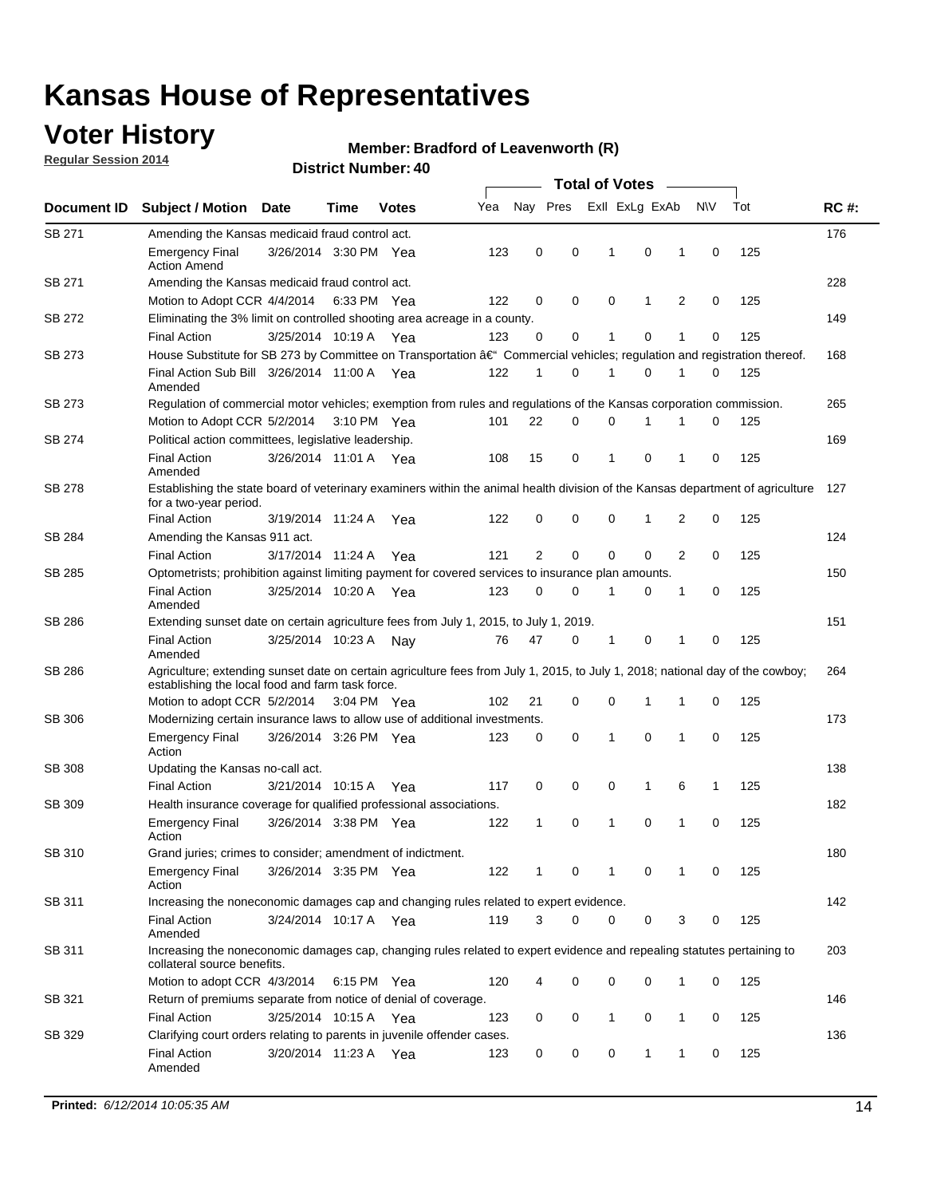# Kansas House of Representatives

## Voter History

**Regular Session 2014**

**Member: Bradford of Leavenworth (R)**

**District Number: 40**

| Document ID | Subject / Motion | Date | Time | Votes | Yea | Nay | Pres | ExII | ExLg | ExAb | N\V | Tot | RC #: |
|---|---|---|---|---|---|---|---|---|---|---|---|---|---|
| SB 271 | Amending the Kansas medicaid fraud control act. | | | | | | | | | | | | 176 |
| | Emergency Final Action Amend | 3/26/2014 | 3:30 PM | Yea | 123 | 0 | 0 | 1 | 0 | 1 | 0 | 125 | |
| SB 271 | Amending the Kansas medicaid fraud control act. | | | | | | | | | | | | 228 |
| | Motion to Adopt CCR | 4/4/2014 | 6:33 PM | Yea | 122 | 0 | 0 | 0 | 1 | 2 | 0 | 125 | |
| SB 272 | Eliminating the 3% limit on controlled shooting area acreage in a county. | | | | | | | | | | | | 149 |
| | Final Action | 3/25/2014 | 10:19 A | Yea | 123 | 0 | 0 | 1 | 0 | 1 | 0 | 125 | |
| SB 273 | House Substitute for SB 273 by Committee on Transportation â€" Commercial vehicles; regulation and registration thereof. | | | | | | | | | | | | 168 |
| | Final Action Sub Bill Amended | 3/26/2014 | 11:00 A | Yea | 122 | 1 | 0 | 1 | 0 | 1 | 0 | 125 | |
| SB 273 | Regulation of commercial motor vehicles; exemption from rules and regulations of the Kansas corporation commission. | | | | | | | | | | | | 265 |
| | Motion to Adopt CCR | 5/2/2014 | 3:10 PM | Yea | 101 | 22 | 0 | 0 | 1 | 1 | 0 | 125 | |
| SB 274 | Political action committees, legislative leadership. | | | | | | | | | | | | 169 |
| | Final Action Amended | 3/26/2014 | 11:01 A | Yea | 108 | 15 | 0 | 1 | 0 | 1 | 0 | 125 | |
| SB 278 | Establishing the state board of veterinary examiners within the animal health division of the Kansas department of agriculture for a two-year period. | | | | | | | | | | | | 127 |
| | Final Action | 3/19/2014 | 11:24 A | Yea | 122 | 0 | 0 | 0 | 1 | 2 | 0 | 125 | |
| SB 284 | Amending the Kansas 911 act. | | | | | | | | | | | | 124 |
| | Final Action | 3/17/2014 | 11:24 A | Yea | 121 | 2 | 0 | 0 | 0 | 2 | 0 | 125 | |
| SB 285 | Optometrists; prohibition against limiting payment for covered services to insurance plan amounts. | | | | | | | | | | | | 150 |
| | Final Action Amended | 3/25/2014 | 10:20 A | Yea | 123 | 0 | 0 | 1 | 0 | 1 | 0 | 125 | |
| SB 286 | Extending sunset date on certain agriculture fees from July 1, 2015, to July 1, 2019. | | | | | | | | | | | | 151 |
| | Final Action Amended | 3/25/2014 | 10:23 A | Nay | 76 | 47 | 0 | 1 | 0 | 1 | 0 | 125 | |
| SB 286 | Agriculture; extending sunset date on certain agriculture fees from July 1, 2015, to July 1, 2018; national day of the cowboy; establishing the local food and farm task force. | | | | | | | | | | | | 264 |
| | Motion to adopt CCR | 5/2/2014 | 3:04 PM | Yea | 102 | 21 | 0 | 0 | 1 | 1 | 0 | 125 | |
| SB 306 | Modernizing certain insurance laws to allow use of additional investments. | | | | | | | | | | | | 173 |
| | Emergency Final Action | 3/26/2014 | 3:26 PM | Yea | 123 | 0 | 0 | 1 | 0 | 1 | 0 | 125 | |
| SB 308 | Updating the Kansas no-call act. | | | | | | | | | | | | 138 |
| | Final Action | 3/21/2014 | 10:15 A | Yea | 117 | 0 | 0 | 0 | 1 | 6 | 1 | 125 | |
| SB 309 | Health insurance coverage for qualified professional associations. | | | | | | | | | | | | 182 |
| | Emergency Final Action | 3/26/2014 | 3:38 PM | Yea | 122 | 1 | 0 | 1 | 0 | 1 | 0 | 125 | |
| SB 310 | Grand juries; crimes to consider; amendment of indictment. | | | | | | | | | | | | 180 |
| | Emergency Final Action | 3/26/2014 | 3:35 PM | Yea | 122 | 1 | 0 | 1 | 0 | 1 | 0 | 125 | |
| SB 311 | Increasing the noneconomic damages cap and changing rules related to expert evidence. | | | | | | | | | | | | 142 |
| | Final Action Amended | 3/24/2014 | 10:17 A | Yea | 119 | 3 | 0 | 0 | 0 | 3 | 0 | 125 | |
| SB 311 | Increasing the noneconomic damages cap, changing rules related to expert evidence and repealing statutes pertaining to collateral source benefits. | | | | | | | | | | | | 203 |
| | Motion to adopt CCR | 4/3/2014 | 6:15 PM | Yea | 120 | 4 | 0 | 0 | 0 | 1 | 0 | 125 | |
| SB 321 | Return of premiums separate from notice of denial of coverage. | | | | | | | | | | | | 146 |
| | Final Action | 3/25/2014 | 10:15 A | Yea | 123 | 0 | 0 | 1 | 0 | 1 | 0 | 125 | |
| SB 329 | Clarifying court orders relating to parents in juvenile offender cases. | | | | | | | | | | | | 136 |
| | Final Action Amended | 3/20/2014 | 11:23 A | Yea | 123 | 0 | 0 | 0 | 1 | 1 | 0 | 125 | |

**Printed:** *6/12/2014 10:05:35 AM*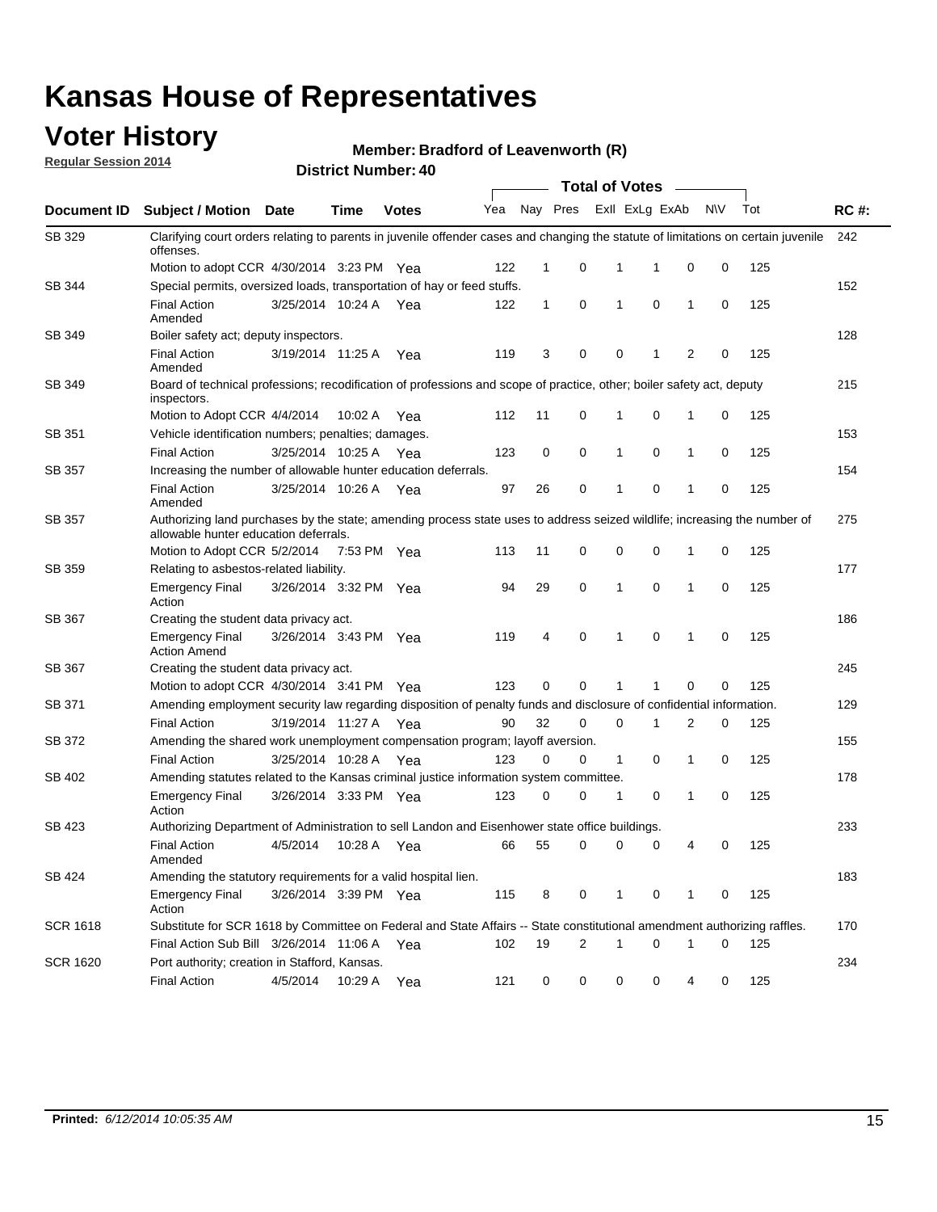# Kansas House of Representatives

## Voter History

**Regular Session 2014**

**Member: Bradford of Leavenworth (R)**

**District Number: 40**

| Document ID | Subject / Motion | Date | Time | Votes | Yea | Nay | Pres | ExlI | ExLg | ExAb | N\V | Tot | RC #: |
|---|---|---|---|---|---|---|---|---|---|---|---|---|---|
| SB 329 | Clarifying court orders relating to parents in juvenile offender cases and changing the statute of limitations on certain juvenile offenses. | | | | | | | | | | | | 242 |
| | Motion to adopt CCR | 4/30/2014 | 3:23 PM | Yea | 122 | 1 | 0 | 1 | 1 | 0 | 0 | 125 | |
| SB 344 | Special permits, oversized loads, transportation of hay or feed stuffs. | | | | | | | | | | | | 152 |
| | Final Action Amended | 3/25/2014 | 10:24 A | Yea | 122 | 1 | 0 | 1 | 0 | 1 | 0 | 125 | |
| SB 349 | Boiler safety act; deputy inspectors. | | | | | | | | | | | | 128 |
| | Final Action Amended | 3/19/2014 | 11:25 A | Yea | 119 | 3 | 0 | 0 | 1 | 2 | 0 | 125 | |
| SB 349 | Board of technical professions; recodification of professions and scope of practice, other; boiler safety act, deputy inspectors. | | | | | | | | | | | | 215 |
| | Motion to Adopt CCR | 4/4/2014 | 10:02 A | Yea | 112 | 11 | 0 | 1 | 0 | 1 | 0 | 125 | |
| SB 351 | Vehicle identification numbers; penalties; damages. | | | | | | | | | | | | 153 |
| | Final Action | 3/25/2014 | 10:25 A | Yea | 123 | 0 | 0 | 1 | 0 | 1 | 0 | 125 | |
| SB 357 | Increasing the number of allowable hunter education deferrals. | | | | | | | | | | | | 154 |
| | Final Action Amended | 3/25/2014 | 10:26 A | Yea | 97 | 26 | 0 | 1 | 0 | 1 | 0 | 125 | |
| SB 357 | Authorizing land purchases by the state; amending process state uses to address seized wildlife; increasing the number of allowable hunter education deferrals. | | | | | | | | | | | | 275 |
| | Motion to Adopt CCR | 5/2/2014 | 7:53 PM | Yea | 113 | 11 | 0 | 0 | 0 | 1 | 0 | 125 | |
| SB 359 | Relating to asbestos-related liability. | | | | | | | | | | | | 177 |
| | Emergency Final Action | 3/26/2014 | 3:32 PM | Yea | 94 | 29 | 0 | 1 | 0 | 1 | 0 | 125 | |
| SB 367 | Creating the student data privacy act. | | | | | | | | | | | | 186 |
| | Emergency Final Action Amend | 3/26/2014 | 3:43 PM | Yea | 119 | 4 | 0 | 1 | 0 | 1 | 0 | 125 | |
| SB 367 | Creating the student data privacy act. | | | | | | | | | | | | 245 |
| | Motion to adopt CCR | 4/30/2014 | 3:41 PM | Yea | 123 | 0 | 0 | 1 | 1 | 0 | 0 | 125 | |
| SB 371 | Amending employment security law regarding disposition of penalty funds and disclosure of confidential information. | | | | | | | | | | | | 129 |
| | Final Action | 3/19/2014 | 11:27 A | Yea | 90 | 32 | 0 | 0 | 1 | 2 | 0 | 125 | |
| SB 372 | Amending the shared work unemployment compensation program; layoff aversion. | | | | | | | | | | | | 155 |
| | Final Action | 3/25/2014 | 10:28 A | Yea | 123 | 0 | 0 | 1 | 0 | 1 | 0 | 125 | |
| SB 402 | Amending statutes related to the Kansas criminal justice information system committee. | | | | | | | | | | | | 178 |
| | Emergency Final Action | 3/26/2014 | 3:33 PM | Yea | 123 | 0 | 0 | 1 | 0 | 1 | 0 | 125 | |
| SB 423 | Authorizing Department of Administration to sell Landon and Eisenhower state office buildings. | | | | | | | | | | | | 233 |
| | Final Action Amended | 4/5/2014 | 10:28 A | Yea | 66 | 55 | 0 | 0 | 0 | 4 | 0 | 125 | |
| SB 424 | Amending the statutory requirements for a valid hospital lien. | | | | | | | | | | | | 183 |
| | Emergency Final Action | 3/26/2014 | 3:39 PM | Yea | 115 | 8 | 0 | 1 | 0 | 1 | 0 | 125 | |
| SCR 1618 | Substitute for SCR 1618 by Committee on Federal and State Affairs -- State constitutional amendment authorizing raffles. | | | | | | | | | | | | 170 |
| | Final Action Sub Bill | 3/26/2014 | 11:06 A | Yea | 102 | 19 | 2 | 1 | 0 | 1 | 0 | 125 | |
| SCR 1620 | Port authority; creation in Stafford, Kansas. | | | | | | | | | | | | 234 |
| | Final Action | 4/5/2014 | 10:29 A | Yea | 121 | 0 | 0 | 0 | 0 | 4 | 0 | 125 | |

**Printed:** *6/12/2014 10:05:35 AM*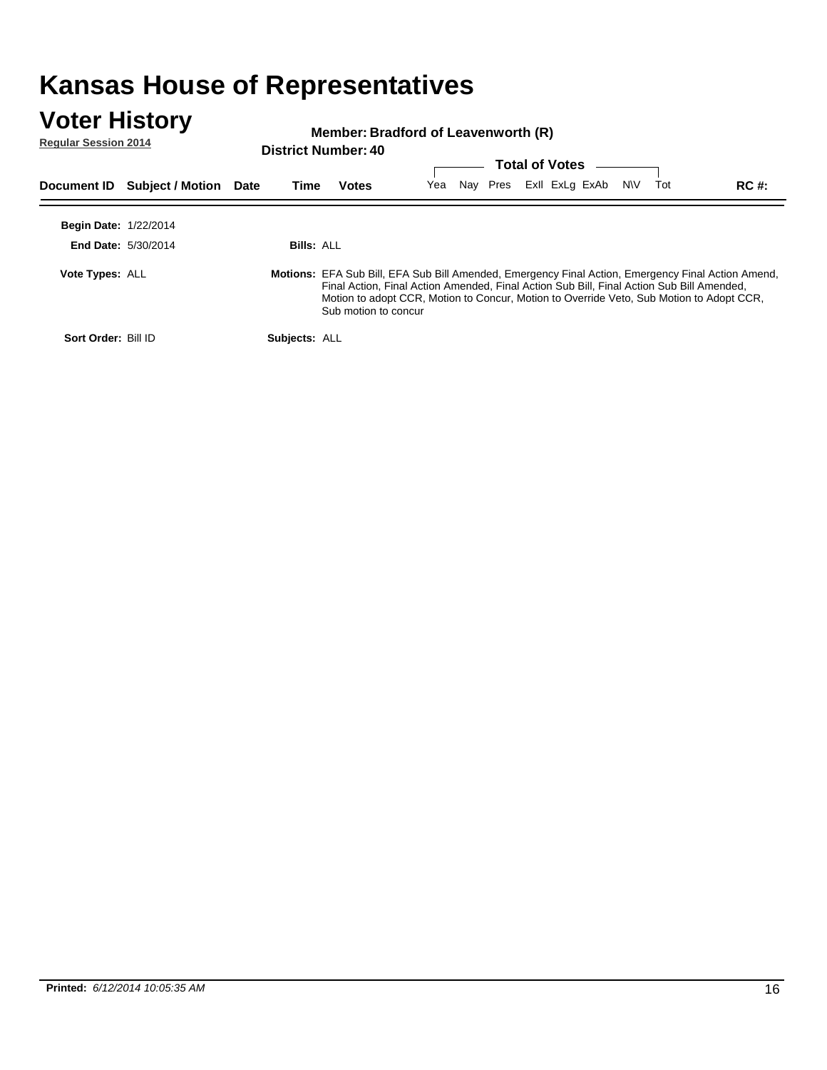# Kansas House of Representatives

## Voter History

**Regular Session 2014**

**Member: Bradford of Leavenworth (R)**

**District Number: 40**

| Document ID | Subject / Motion | Date | Time | Votes | Total of Votes: Yea | Nay | Pres | ExII | ExLg | ExAb | N\V | Tot | RC #: |
|---|---|---|---|---|---|---|---|---|---|---|---|---|---|

**Begin Date:** 1/22/2014

**End Date:** 5/30/2014

**Bills:** ALL

**Vote Types:** ALL

**Motions:** EFA Sub Bill, EFA Sub Bill Amended, Emergency Final Action, Emergency Final Action Amend, Final Action, Final Action Amended, Final Action Sub Bill, Final Action Sub Bill Amended, Motion to adopt CCR, Motion to Concur, Motion to Override Veto, Sub Motion to Adopt CCR, Sub motion to concur

**Sort Order:** Bill ID

**Subjects:** ALL

**Printed:** *6/12/2014 10:05:35 AM*